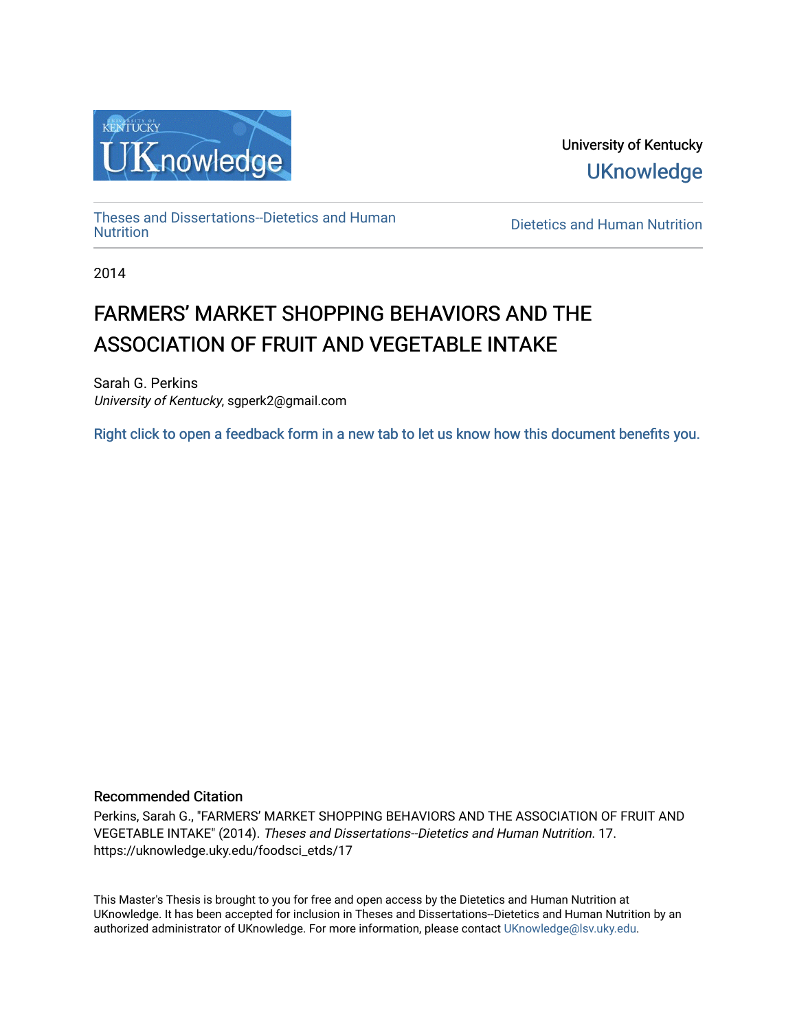University of Kentucky

UKnowledge

Theses and Dissertations--Dietetics and Human Nutrition

Dietetics and Human Nutrition

2014

# FARMERS' MARKET SHOPPING BEHAVIORS AND THE ASSOCIATION OF FRUIT AND VEGETABLE INTAKE

Sarah G. Perkins
*University of Kentucky*, sgperk2@gmail.com

Right click to open a feedback form in a new tab to let us know how this document benefits you.

## Recommended Citation

Perkins, Sarah G., "FARMERS' MARKET SHOPPING BEHAVIORS AND THE ASSOCIATION OF FRUIT AND VEGETABLE INTAKE" (2014). *Theses and Dissertations--Dietetics and Human Nutrition*. 17.
https://uknowledge.uky.edu/foodsci_etds/17

This Master's Thesis is brought to you for free and open access by the Dietetics and Human Nutrition at UKnowledge. It has been accepted for inclusion in Theses and Dissertations--Dietetics and Human Nutrition by an authorized administrator of UKnowledge. For more information, please contact UKnowledge@lsv.uky.edu.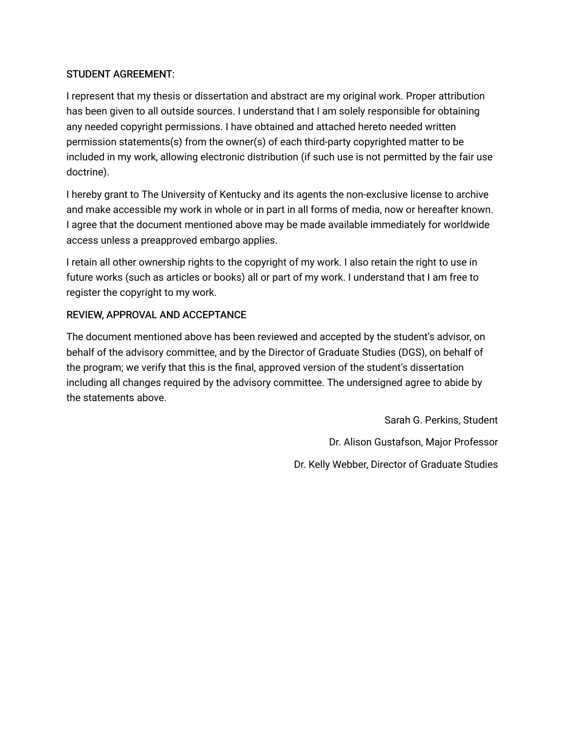STUDENT AGREEMENT:

I represent that my thesis or dissertation and abstract are my original work. Proper attribution has been given to all outside sources. I understand that I am solely responsible for obtaining any needed copyright permissions. I have obtained and attached hereto needed written permission statements(s) from the owner(s) of each third-party copyrighted matter to be included in my work, allowing electronic distribution (if such use is not permitted by the fair use doctrine).

I hereby grant to The University of Kentucky and its agents the non-exclusive license to archive and make accessible my work in whole or in part in all forms of media, now or hereafter known. I agree that the document mentioned above may be made available immediately for worldwide access unless a preapproved embargo applies.

I retain all other ownership rights to the copyright of my work. I also retain the right to use in future works (such as articles or books) all or part of my work. I understand that I am free to register the copyright to my work.

REVIEW, APPROVAL AND ACCEPTANCE

The document mentioned above has been reviewed and accepted by the student's advisor, on behalf of the advisory committee, and by the Director of Graduate Studies (DGS), on behalf of the program; we verify that this is the final, approved version of the student's dissertation including all changes required by the advisory committee. The undersigned agree to abide by the statements above.

Sarah G. Perkins, Student

Dr. Alison Gustafson, Major Professor

Dr. Kelly Webber, Director of Graduate Studies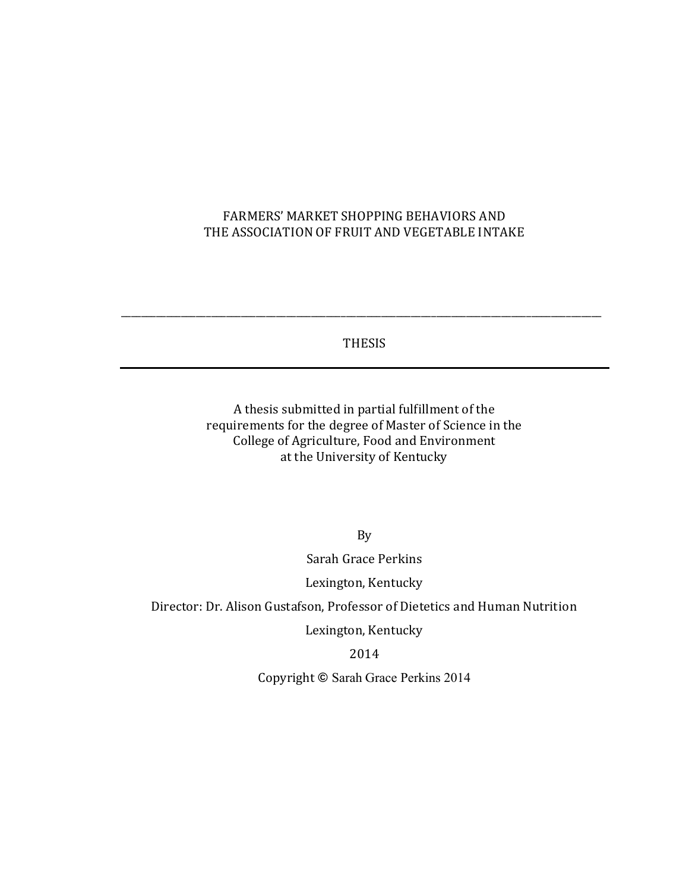# FARMERS' MARKET SHOPPING BEHAVIORS AND THE ASSOCIATION OF FRUIT AND VEGETABLE INTAKE

---

THESIS

---

A thesis submitted in partial fulfillment of the requirements for the degree of Master of Science in the College of Agriculture, Food and Environment at the University of Kentucky

By

Sarah Grace Perkins

Lexington, Kentucky

Director: Dr. Alison Gustafson, Professor of Dietetics and Human Nutrition

Lexington, Kentucky

2014

Copyright © Sarah Grace Perkins 2014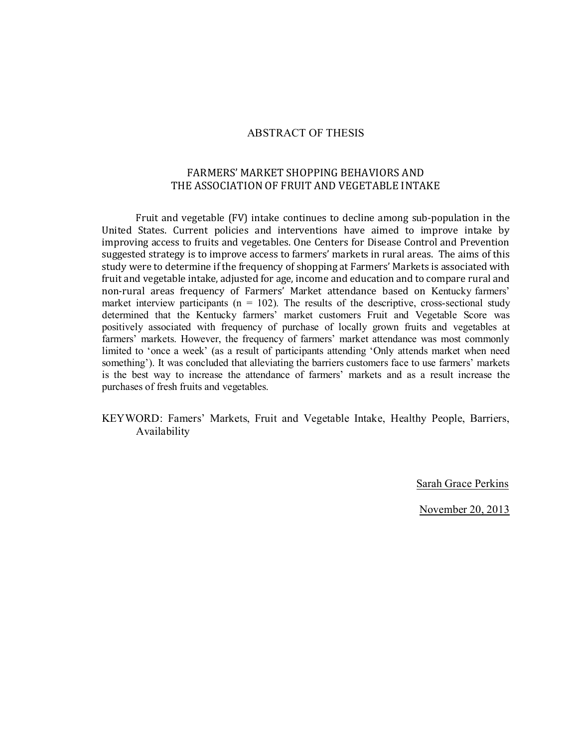# ABSTRACT OF THESIS

## FARMERS' MARKET SHOPPING BEHAVIORS AND THE ASSOCIATION OF FRUIT AND VEGETABLE INTAKE

Fruit and vegetable (FV) intake continues to decline among sub-population in the United States. Current policies and interventions have aimed to improve intake by improving access to fruits and vegetables. One Centers for Disease Control and Prevention suggested strategy is to improve access to farmers' markets in rural areas. The aims of this study were to determine if the frequency of shopping at Farmers' Markets is associated with fruit and vegetable intake, adjusted for age, income and education and to compare rural and non-rural areas frequency of Farmers' Market attendance based on Kentucky farmers' market interview participants (n = 102). The results of the descriptive, cross-sectional study determined that the Kentucky farmers' market customers Fruit and Vegetable Score was positively associated with frequency of purchase of locally grown fruits and vegetables at farmers' markets. However, the frequency of farmers' market attendance was most commonly limited to 'once a week' (as a result of participants attending 'Only attends market when need something'). It was concluded that alleviating the barriers customers face to use farmers' markets is the best way to increase the attendance of farmers' markets and as a result increase the purchases of fresh fruits and vegetables.

KEYWORD: Famers' Markets, Fruit and Vegetable Intake, Healthy People, Barriers, Availability

Sarah Grace Perkins

November 20, 2013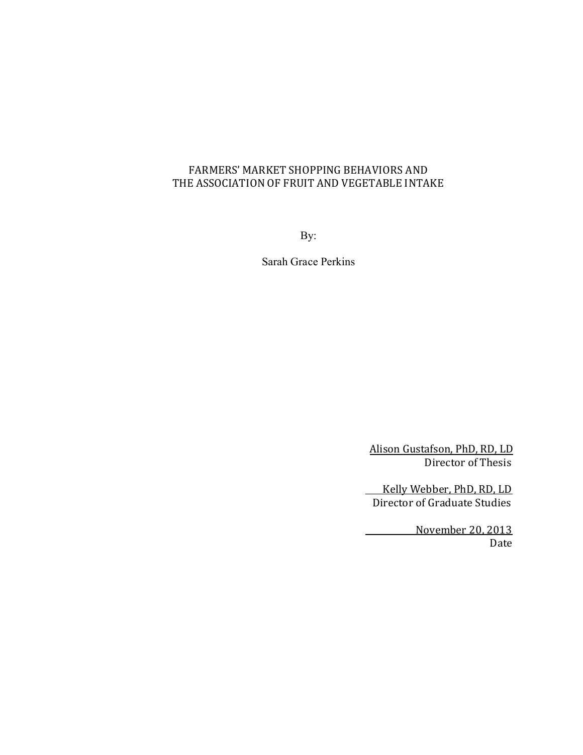FARMERS' MARKET SHOPPING BEHAVIORS AND
THE ASSOCIATION OF FRUIT AND VEGETABLE INTAKE

By:

Sarah Grace Perkins

Alison Gustafson, PhD, RD, LD
Director of Thesis

Kelly Webber, PhD, RD, LD
Director of Graduate Studies

November 20, 2013
Date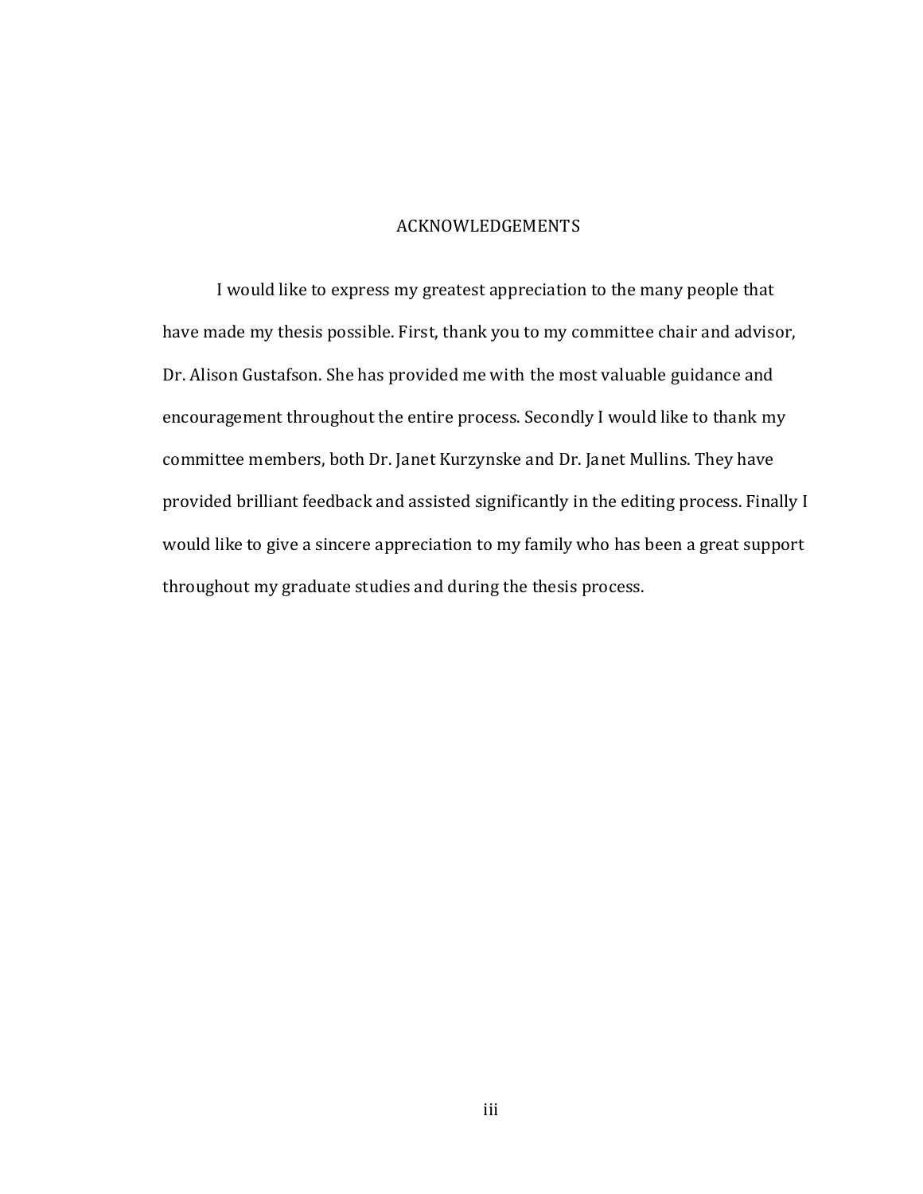# ACKNOWLEDGEMENTS

I would like to express my greatest appreciation to the many people that have made my thesis possible. First, thank you to my committee chair and advisor, Dr. Alison Gustafson. She has provided me with the most valuable guidance and encouragement throughout the entire process. Secondly I would like to thank my committee members, both Dr. Janet Kurzynske and Dr. Janet Mullins. They have provided brilliant feedback and assisted significantly in the editing process. Finally I would like to give a sincere appreciation to my family who has been a great support throughout my graduate studies and during the thesis process.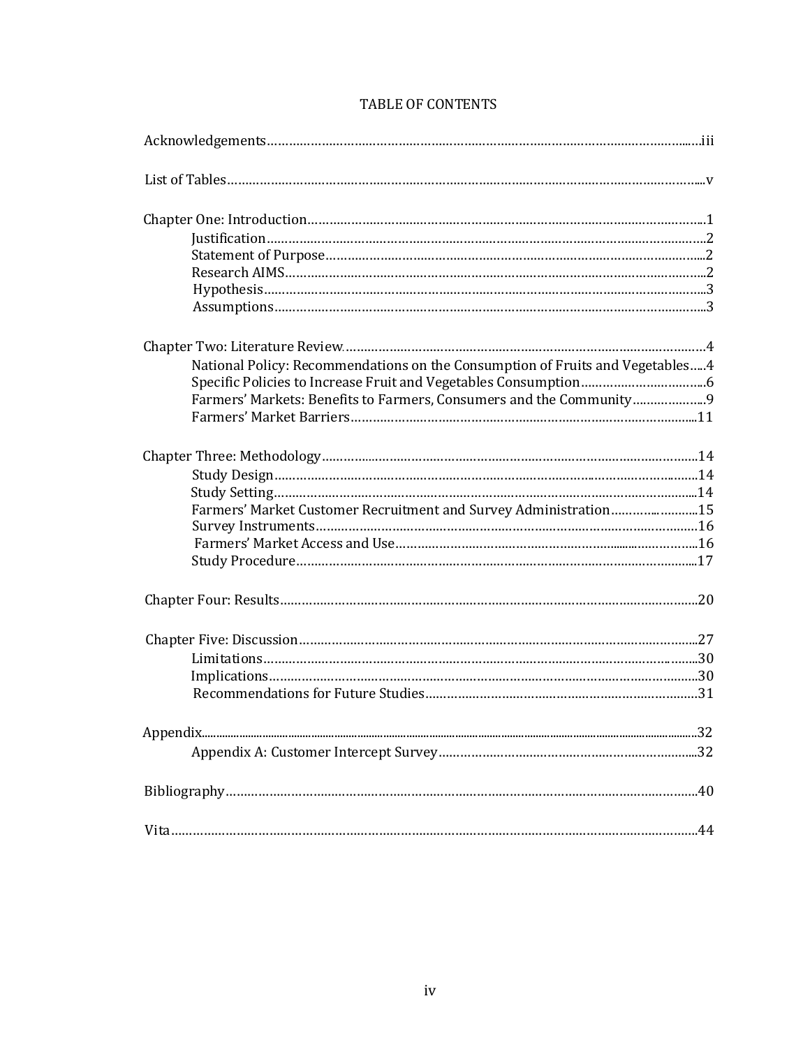# TABLE OF CONTENTS

Acknowledgements……………………………………………………………………………………………iii

List of Tables……………………………………………………………………………………………………v

Chapter One: Introduction…………………………………………………………………………………1

- Justification……………………………………………………………………………………………2
- Statement of Purpose…………………………………………………………………………………2
- Research AIMS…………………………………………………………………………………………2
- Hypothesis………………………………………………………………………………………………3
- Assumptions……………………………………………………………………………………………3

Chapter Two: Literature Review……………………………………………………………………………4

- National Policy: Recommendations on the Consumption of Fruits and Vegetables…..4
- Specific Policies to Increase Fruit and Vegetables Consumption…………………………6
- Farmers' Markets: Benefits to Farmers, Consumers and the Community………………9
- Farmers' Market Barriers…………………………………………………………………………11

Chapter Three: Methodology……………………………………………………………………………14

- Study Design…………………………………………………………………………………………14
- Study Setting…………………………………………………………………………………………14
- Farmers' Market Customer Recruitment and Survey Administration……………………15
- Survey Instruments…………………………………………………………………………………16
- Farmers' Market Access and Use…………………………………………………………………16
- Study Procedure……………………………………………………………………………………17

Chapter Four: Results……………………………………………………………………………………20

Chapter Five: Discussion…………………………………………………………………………………27

- Limitations……………………………………………………………………………………………30
- Implications…………………………………………………………………………………………30
- Recommendations for Future Studies……………………………………………………………31

Appendix……………………………………………………………………………………………………32

- Appendix A: Customer Intercept Survey…………………………………………………………32

Bibliography…………………………………………………………………………………………………40

Vita……………………………………………………………………………………………………………44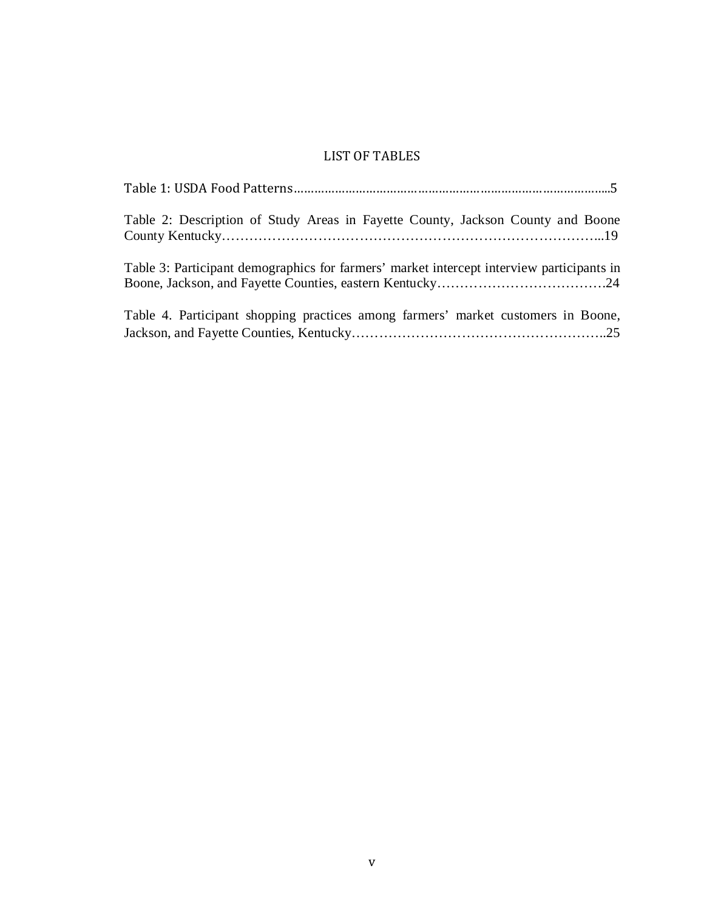# LIST OF TABLES

Table 1: USDA Food Patterns......................................................................................5

Table 2: Description of Study Areas in Fayette County, Jackson County and Boone County Kentucky…………………………………………………………………………..19

Table 3: Participant demographics for farmers' market intercept interview participants in Boone, Jackson, and Fayette Counties, eastern Kentucky……………………………….24

Table 4. Participant shopping practices among farmers' market customers in Boone, Jackson, and Fayette Counties, Kentucky………………………………………………..25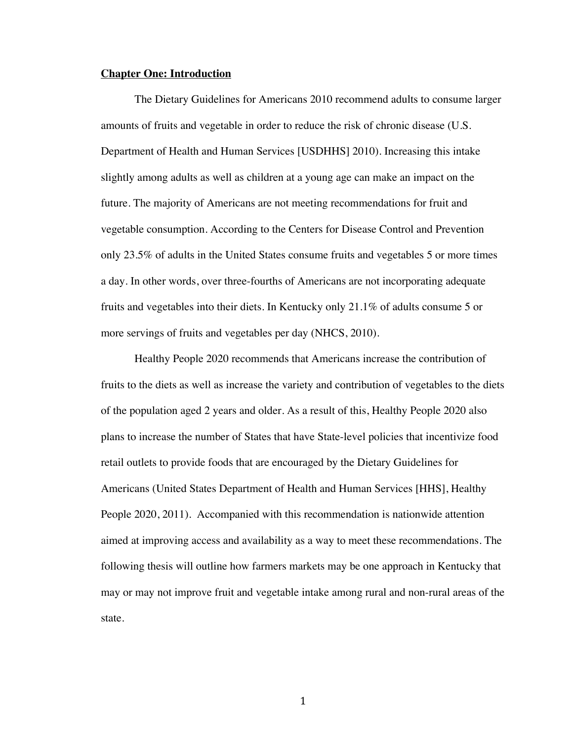## Chapter One: Introduction

The Dietary Guidelines for Americans 2010 recommend adults to consume larger amounts of fruits and vegetable in order to reduce the risk of chronic disease (U.S. Department of Health and Human Services [USDHHS] 2010). Increasing this intake slightly among adults as well as children at a young age can make an impact on the future. The majority of Americans are not meeting recommendations for fruit and vegetable consumption. According to the Centers for Disease Control and Prevention only 23.5% of adults in the United States consume fruits and vegetables 5 or more times a day. In other words, over three-fourths of Americans are not incorporating adequate fruits and vegetables into their diets. In Kentucky only 21.1% of adults consume 5 or more servings of fruits and vegetables per day (NHCS, 2010).

Healthy People 2020 recommends that Americans increase the contribution of fruits to the diets as well as increase the variety and contribution of vegetables to the diets of the population aged 2 years and older. As a result of this, Healthy People 2020 also plans to increase the number of States that have State-level policies that incentivize food retail outlets to provide foods that are encouraged by the Dietary Guidelines for Americans (United States Department of Health and Human Services [HHS], Healthy People 2020, 2011). Accompanied with this recommendation is nationwide attention aimed at improving access and availability as a way to meet these recommendations. The following thesis will outline how farmers markets may be one approach in Kentucky that may or may not improve fruit and vegetable intake among rural and non-rural areas of the state.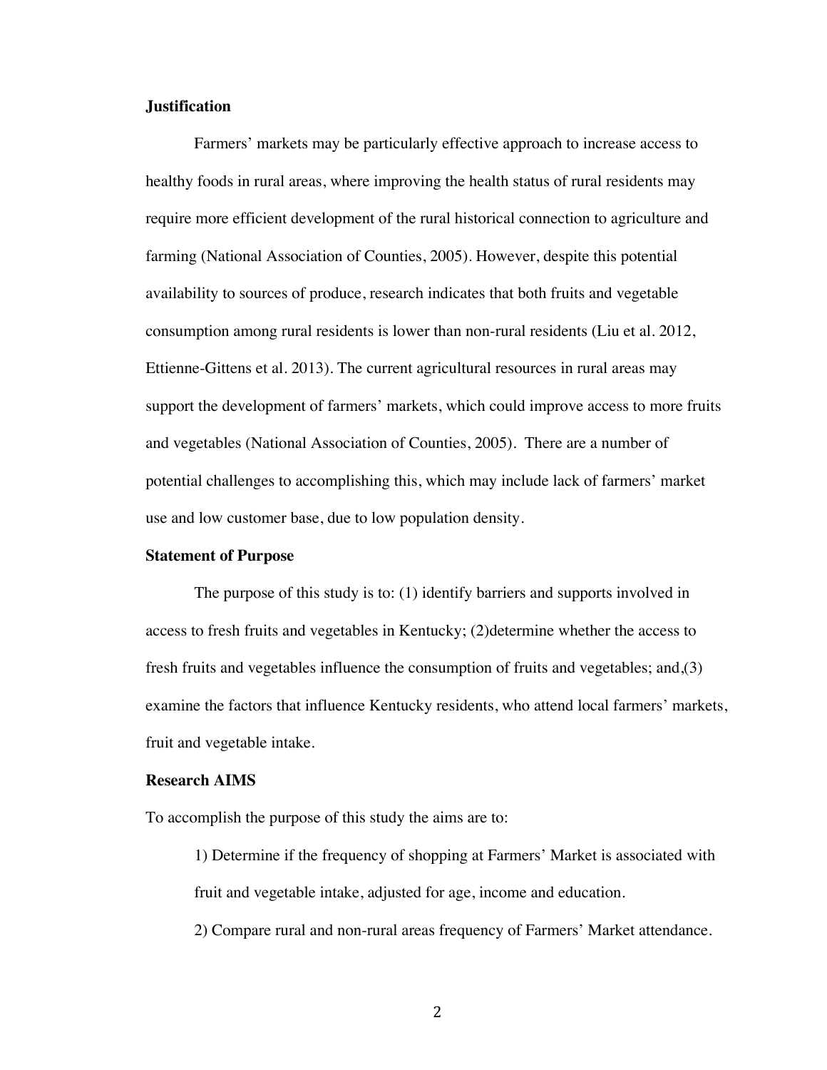**Justification**

Farmers' markets may be particularly effective approach to increase access to healthy foods in rural areas, where improving the health status of rural residents may require more efficient development of the rural historical connection to agriculture and farming (National Association of Counties, 2005). However, despite this potential availability to sources of produce, research indicates that both fruits and vegetable consumption among rural residents is lower than non-rural residents (Liu et al. 2012, Ettienne-Gittens et al. 2013). The current agricultural resources in rural areas may support the development of farmers' markets, which could improve access to more fruits and vegetables (National Association of Counties, 2005). There are a number of potential challenges to accomplishing this, which may include lack of farmers' market use and low customer base, due to low population density.

**Statement of Purpose**

The purpose of this study is to: (1) identify barriers and supports involved in access to fresh fruits and vegetables in Kentucky; (2)determine whether the access to fresh fruits and vegetables influence the consumption of fruits and vegetables; and,(3) examine the factors that influence Kentucky residents, who attend local farmers' markets, fruit and vegetable intake.

**Research AIMS**

To accomplish the purpose of this study the aims are to:

1) Determine if the frequency of shopping at Farmers' Market is associated with fruit and vegetable intake, adjusted for age, income and education.

2) Compare rural and non-rural areas frequency of Farmers' Market attendance.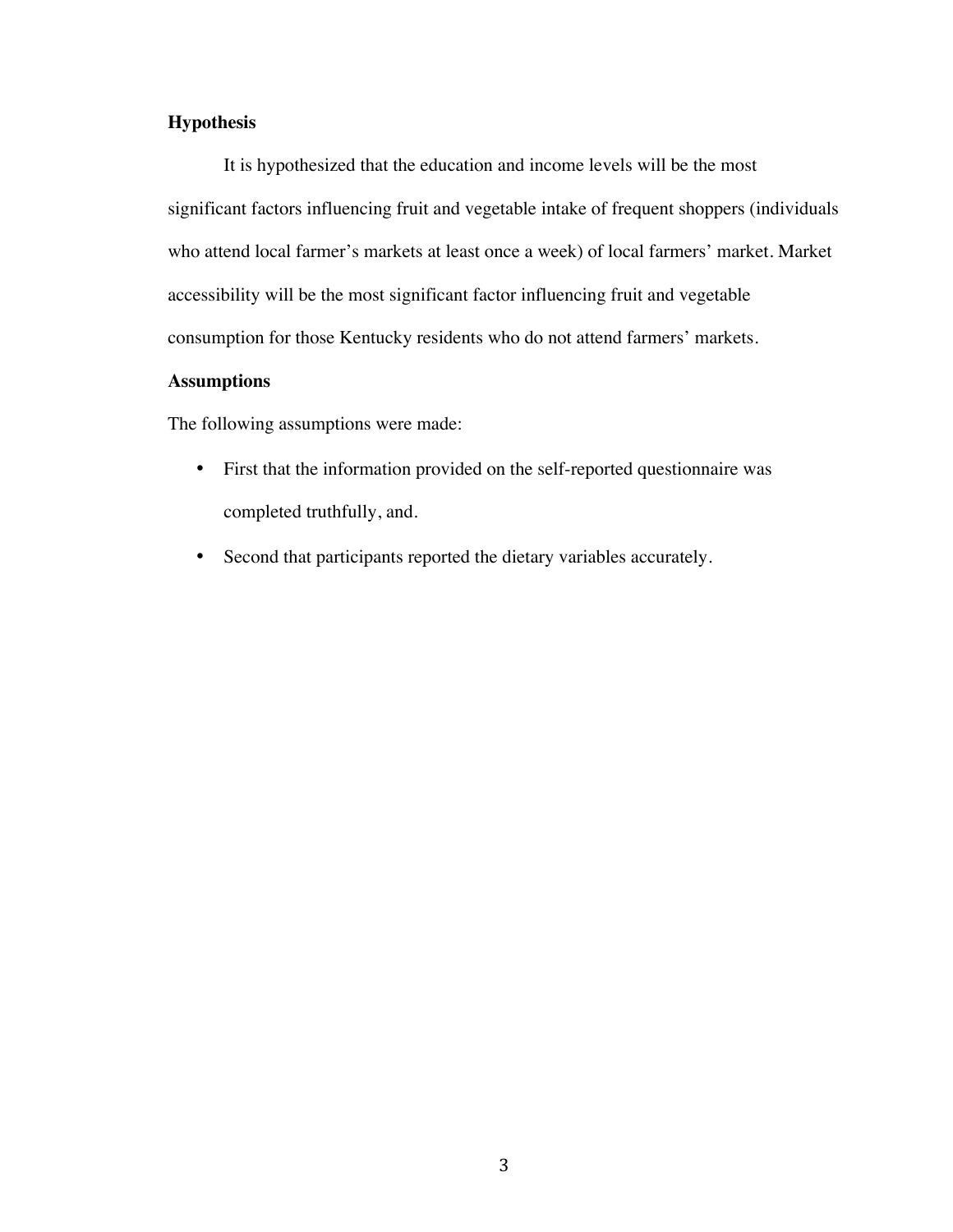## Hypothesis

It is hypothesized that the education and income levels will be the most significant factors influencing fruit and vegetable intake of frequent shoppers (individuals who attend local farmer's markets at least once a week) of local farmers' market. Market accessibility will be the most significant factor influencing fruit and vegetable consumption for those Kentucky residents who do not attend farmers' markets.

## Assumptions

The following assumptions were made:

- First that the information provided on the self-reported questionnaire was completed truthfully, and.
- Second that participants reported the dietary variables accurately.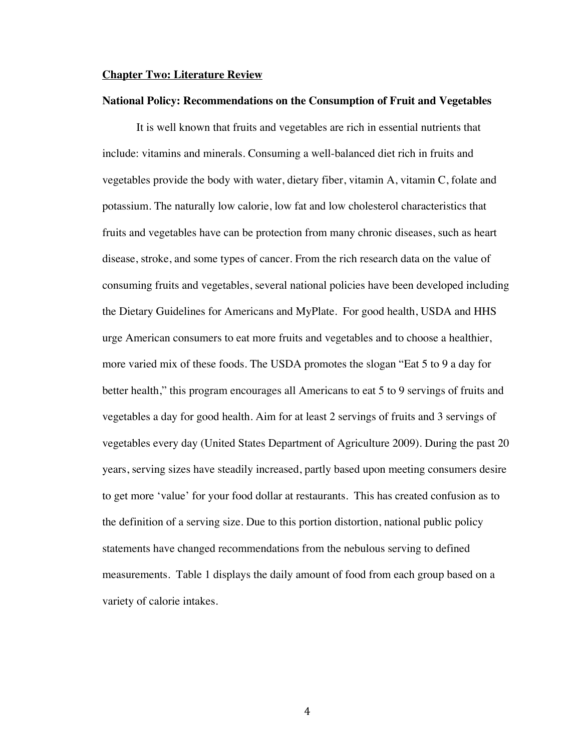## Chapter Two: Literature Review

### National Policy: Recommendations on the Consumption of Fruit and Vegetables

It is well known that fruits and vegetables are rich in essential nutrients that include: vitamins and minerals. Consuming a well-balanced diet rich in fruits and vegetables provide the body with water, dietary fiber, vitamin A, vitamin C, folate and potassium. The naturally low calorie, low fat and low cholesterol characteristics that fruits and vegetables have can be protection from many chronic diseases, such as heart disease, stroke, and some types of cancer. From the rich research data on the value of consuming fruits and vegetables, several national policies have been developed including the Dietary Guidelines for Americans and MyPlate. For good health, USDA and HHS urge American consumers to eat more fruits and vegetables and to choose a healthier, more varied mix of these foods. The USDA promotes the slogan "Eat 5 to 9 a day for better health," this program encourages all Americans to eat 5 to 9 servings of fruits and vegetables a day for good health. Aim for at least 2 servings of fruits and 3 servings of vegetables every day (United States Department of Agriculture 2009). During the past 20 years, serving sizes have steadily increased, partly based upon meeting consumers desire to get more 'value' for your food dollar at restaurants. This has created confusion as to the definition of a serving size. Due to this portion distortion, national public policy statements have changed recommendations from the nebulous serving to defined measurements. Table 1 displays the daily amount of food from each group based on a variety of calorie intakes.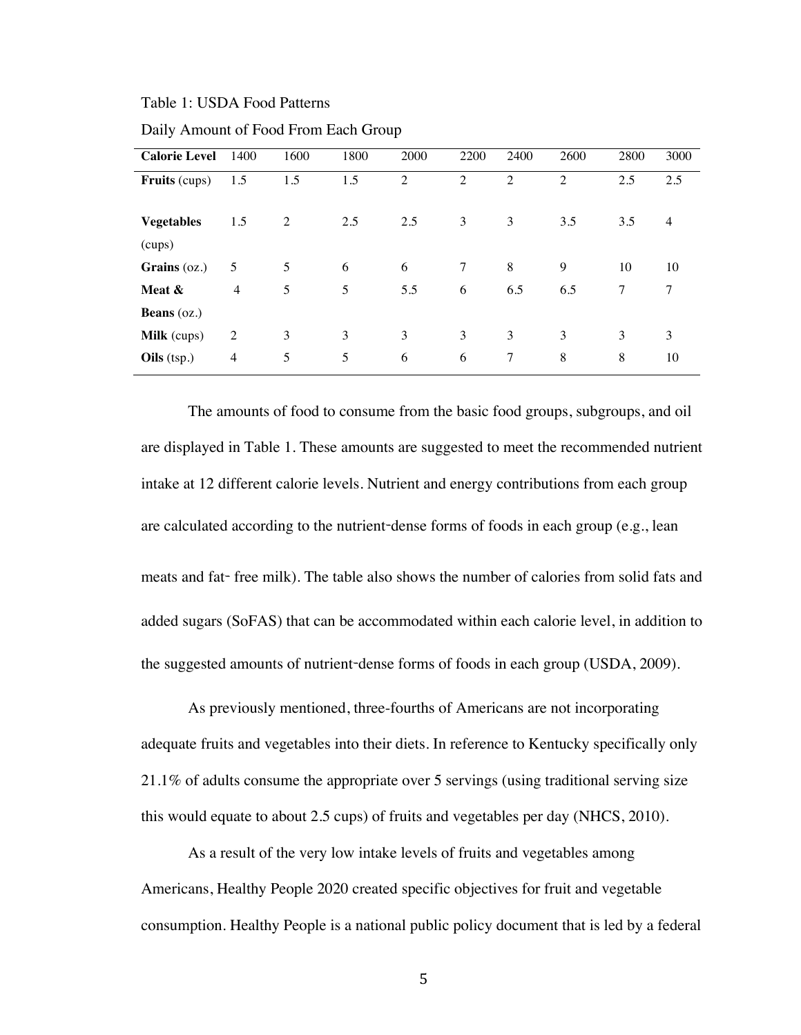Table 1: USDA Food Patterns

Daily Amount of Food From Each Group

| **Calorie Level** | 1400 | 1600 | 1800 | 2000 | 2200 | 2400 | 2600 | 2800 | 3000 |
|---|---|---|---|---|---|---|---|---|---|
| **Fruits** (cups) | 1.5 | 1.5 | 1.5 | 2 | 2 | 2 | 2 | 2.5 | 2.5 |
| **Vegetables** (cups) | 1.5 | 2 | 2.5 | 2.5 | 3 | 3 | 3.5 | 3.5 | 4 |
| **Grains** (oz.) | 5 | 5 | 6 | 6 | 7 | 8 | 9 | 10 | 10 |
| **Meat & Beans** (oz.) | 4 | 5 | 5 | 5.5 | 6 | 6.5 | 6.5 | 7 | 7 |
| **Milk** (cups) | 2 | 3 | 3 | 3 | 3 | 3 | 3 | 3 | 3 |
| **Oils** (tsp.) | 4 | 5 | 5 | 6 | 6 | 7 | 8 | 8 | 10 |

The amounts of food to consume from the basic food groups, subgroups, and oil are displayed in Table 1. These amounts are suggested to meet the recommended nutrient intake at 12 different calorie levels. Nutrient and energy contributions from each group are calculated according to the nutrient-dense forms of foods in each group (e.g., lean meats and fat- free milk). The table also shows the number of calories from solid fats and added sugars (SoFAS) that can be accommodated within each calorie level, in addition to the suggested amounts of nutrient-dense forms of foods in each group (USDA, 2009).

As previously mentioned, three-fourths of Americans are not incorporating adequate fruits and vegetables into their diets. In reference to Kentucky specifically only 21.1% of adults consume the appropriate over 5 servings (using traditional serving size this would equate to about 2.5 cups) of fruits and vegetables per day (NHCS, 2010).

As a result of the very low intake levels of fruits and vegetables among Americans, Healthy People 2020 created specific objectives for fruit and vegetable consumption. Healthy People is a national public policy document that is led by a federal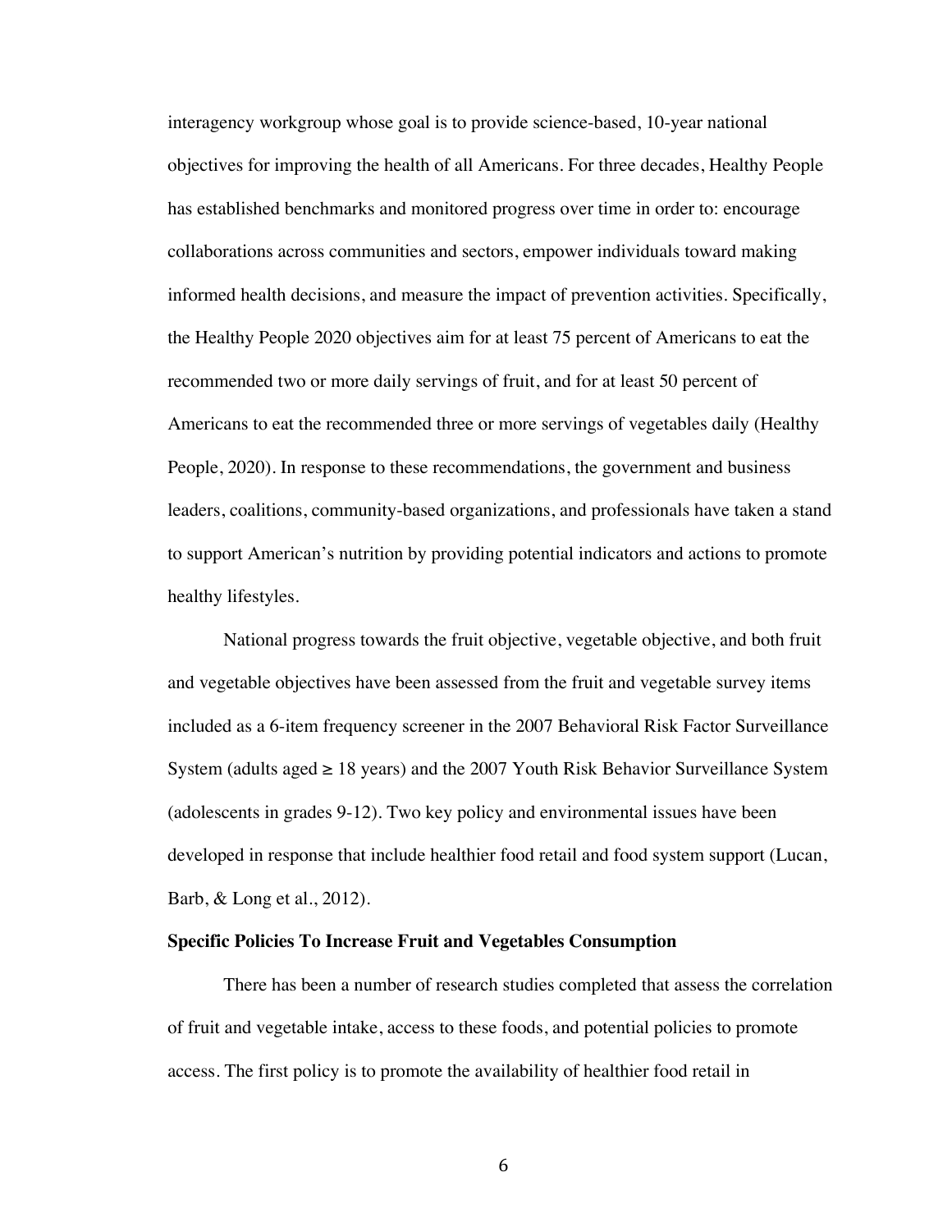interagency workgroup whose goal is to provide science-based, 10-year national objectives for improving the health of all Americans. For three decades, Healthy People has established benchmarks and monitored progress over time in order to: encourage collaborations across communities and sectors, empower individuals toward making informed health decisions, and measure the impact of prevention activities. Specifically, the Healthy People 2020 objectives aim for at least 75 percent of Americans to eat the recommended two or more daily servings of fruit, and for at least 50 percent of Americans to eat the recommended three or more servings of vegetables daily (Healthy People, 2020). In response to these recommendations, the government and business leaders, coalitions, community-based organizations, and professionals have taken a stand to support American's nutrition by providing potential indicators and actions to promote healthy lifestyles.

National progress towards the fruit objective, vegetable objective, and both fruit and vegetable objectives have been assessed from the fruit and vegetable survey items included as a 6-item frequency screener in the 2007 Behavioral Risk Factor Surveillance System (adults aged ≥ 18 years) and the 2007 Youth Risk Behavior Surveillance System (adolescents in grades 9-12). Two key policy and environmental issues have been developed in response that include healthier food retail and food system support (Lucan, Barb, & Long et al., 2012).

**Specific Policies To Increase Fruit and Vegetables Consumption**

There has been a number of research studies completed that assess the correlation of fruit and vegetable intake, access to these foods, and potential policies to promote access. The first policy is to promote the availability of healthier food retail in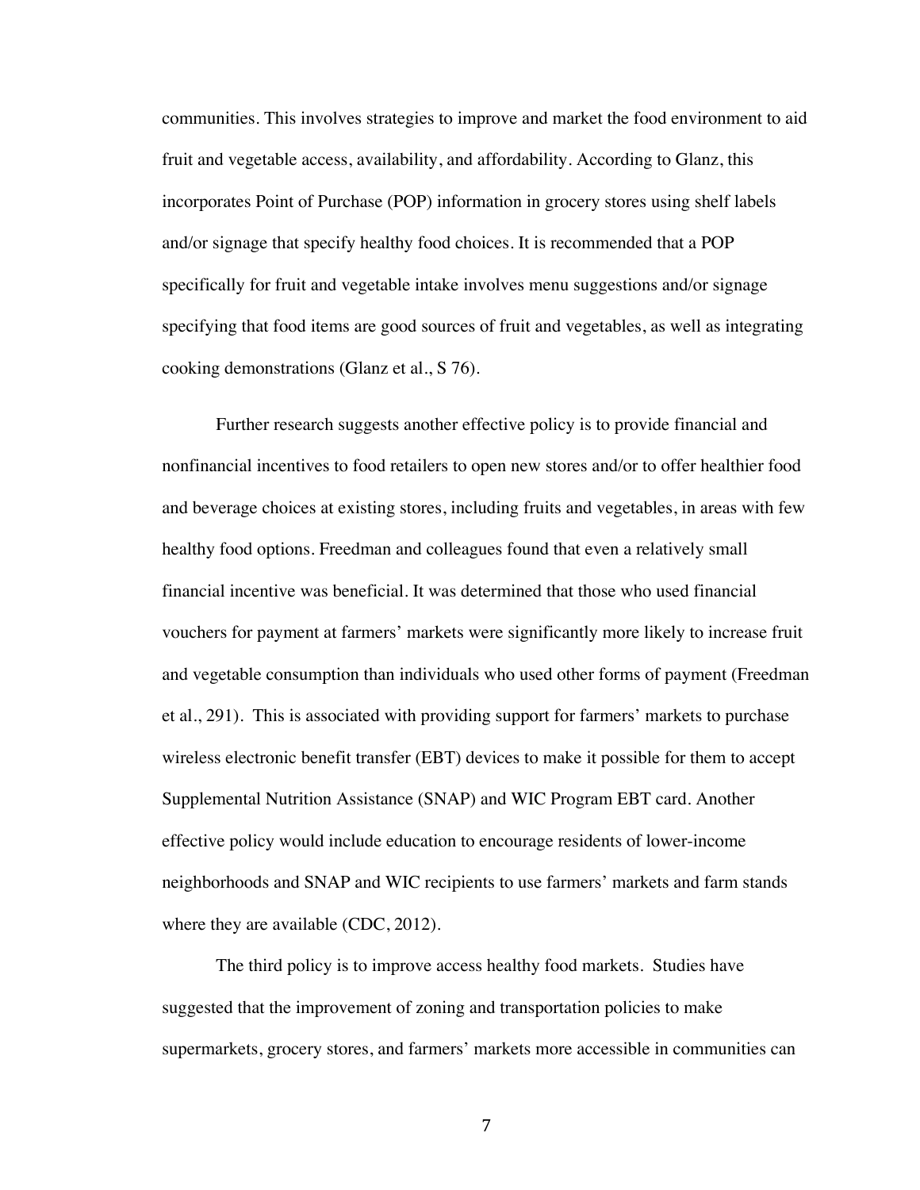communities. This involves strategies to improve and market the food environment to aid fruit and vegetable access, availability, and affordability. According to Glanz, this incorporates Point of Purchase (POP) information in grocery stores using shelf labels and/or signage that specify healthy food choices. It is recommended that a POP specifically for fruit and vegetable intake involves menu suggestions and/or signage specifying that food items are good sources of fruit and vegetables, as well as integrating cooking demonstrations (Glanz et al., S 76).

Further research suggests another effective policy is to provide financial and nonfinancial incentives to food retailers to open new stores and/or to offer healthier food and beverage choices at existing stores, including fruits and vegetables, in areas with few healthy food options. Freedman and colleagues found that even a relatively small financial incentive was beneficial. It was determined that those who used financial vouchers for payment at farmers' markets were significantly more likely to increase fruit and vegetable consumption than individuals who used other forms of payment (Freedman et al., 291). This is associated with providing support for farmers' markets to purchase wireless electronic benefit transfer (EBT) devices to make it possible for them to accept Supplemental Nutrition Assistance (SNAP) and WIC Program EBT card. Another effective policy would include education to encourage residents of lower-income neighborhoods and SNAP and WIC recipients to use farmers' markets and farm stands where they are available (CDC, 2012).

The third policy is to improve access healthy food markets. Studies have suggested that the improvement of zoning and transportation policies to make supermarkets, grocery stores, and farmers' markets more accessible in communities can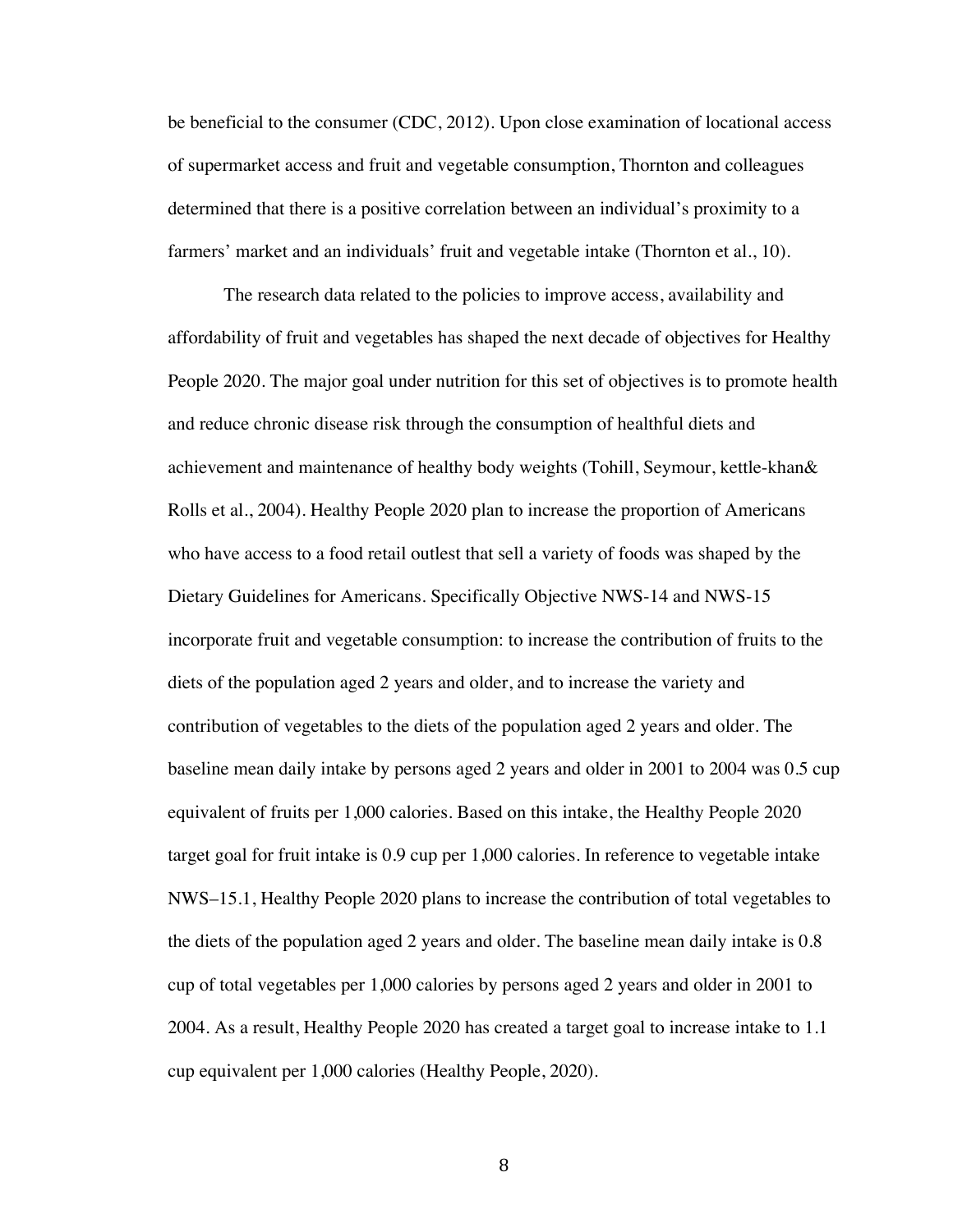be beneficial to the consumer (CDC, 2012). Upon close examination of locational access of supermarket access and fruit and vegetable consumption, Thornton and colleagues determined that there is a positive correlation between an individual's proximity to a farmers' market and an individuals' fruit and vegetable intake (Thornton et al., 10).

The research data related to the policies to improve access, availability and affordability of fruit and vegetables has shaped the next decade of objectives for Healthy People 2020. The major goal under nutrition for this set of objectives is to promote health and reduce chronic disease risk through the consumption of healthful diets and achievement and maintenance of healthy body weights (Tohill, Seymour, kettle-khan& Rolls et al., 2004). Healthy People 2020 plan to increase the proportion of Americans who have access to a food retail outlest that sell a variety of foods was shaped by the Dietary Guidelines for Americans. Specifically Objective NWS-14 and NWS-15 incorporate fruit and vegetable consumption: to increase the contribution of fruits to the diets of the population aged 2 years and older, and to increase the variety and contribution of vegetables to the diets of the population aged 2 years and older. The baseline mean daily intake by persons aged 2 years and older in 2001 to 2004 was 0.5 cup equivalent of fruits per 1,000 calories. Based on this intake, the Healthy People 2020 target goal for fruit intake is 0.9 cup per 1,000 calories. In reference to vegetable intake NWS–15.1, Healthy People 2020 plans to increase the contribution of total vegetables to the diets of the population aged 2 years and older. The baseline mean daily intake is 0.8 cup of total vegetables per 1,000 calories by persons aged 2 years and older in 2001 to 2004. As a result, Healthy People 2020 has created a target goal to increase intake to 1.1 cup equivalent per 1,000 calories (Healthy People, 2020).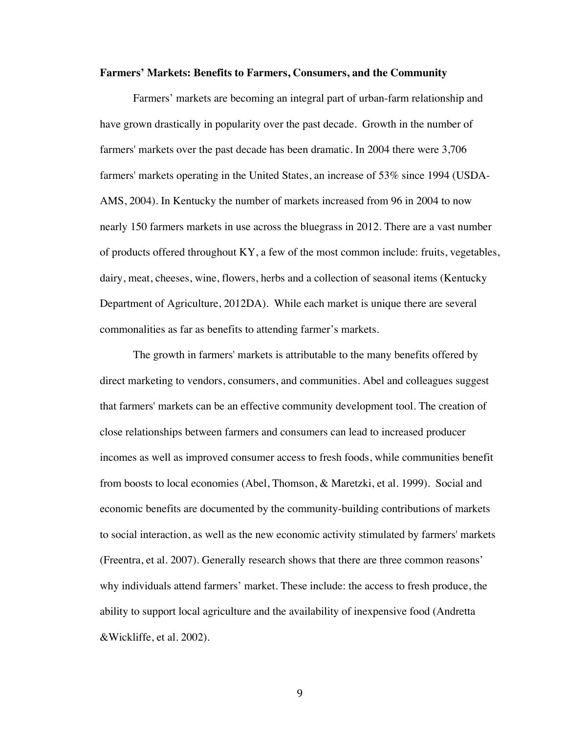**Farmers' Markets: Benefits to Farmers, Consumers, and the Community**

Farmers' markets are becoming an integral part of urban-farm relationship and have grown drastically in popularity over the past decade. Growth in the number of farmers' markets over the past decade has been dramatic. In 2004 there were 3,706 farmers' markets operating in the United States, an increase of 53% since 1994 (USDA-AMS, 2004). In Kentucky the number of markets increased from 96 in 2004 to now nearly 150 farmers markets in use across the bluegrass in 2012. There are a vast number of products offered throughout KY, a few of the most common include: fruits, vegetables, dairy, meat, cheeses, wine, flowers, herbs and a collection of seasonal items (Kentucky Department of Agriculture, 2012DA). While each market is unique there are several commonalities as far as benefits to attending farmer's markets.

The growth in farmers' markets is attributable to the many benefits offered by direct marketing to vendors, consumers, and communities. Abel and colleagues suggest that farmers' markets can be an effective community development tool. The creation of close relationships between farmers and consumers can lead to increased producer incomes as well as improved consumer access to fresh foods, while communities benefit from boosts to local economies (Abel, Thomson, & Maretzki, et al. 1999). Social and economic benefits are documented by the community-building contributions of markets to social interaction, as well as the new economic activity stimulated by farmers' markets (Freentra, et al. 2007). Generally research shows that there are three common reasons' why individuals attend farmers' market. These include: the access to fresh produce, the ability to support local agriculture and the availability of inexpensive food (Andretta &Wickliffe, et al. 2002).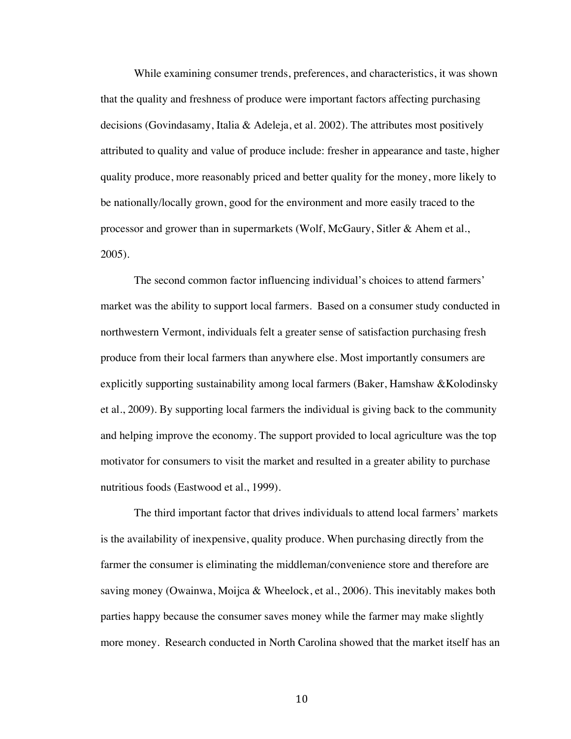While examining consumer trends, preferences, and characteristics, it was shown that the quality and freshness of produce were important factors affecting purchasing decisions (Govindasamy, Italia & Adeleja, et al. 2002). The attributes most positively attributed to quality and value of produce include: fresher in appearance and taste, higher quality produce, more reasonably priced and better quality for the money, more likely to be nationally/locally grown, good for the environment and more easily traced to the processor and grower than in supermarkets (Wolf, McGaury, Sitler & Ahem et al., 2005).

The second common factor influencing individual's choices to attend farmers' market was the ability to support local farmers. Based on a consumer study conducted in northwestern Vermont, individuals felt a greater sense of satisfaction purchasing fresh produce from their local farmers than anywhere else. Most importantly consumers are explicitly supporting sustainability among local farmers (Baker, Hamshaw &Kolodinsky et al., 2009). By supporting local farmers the individual is giving back to the community and helping improve the economy. The support provided to local agriculture was the top motivator for consumers to visit the market and resulted in a greater ability to purchase nutritious foods (Eastwood et al., 1999).

The third important factor that drives individuals to attend local farmers' markets is the availability of inexpensive, quality produce. When purchasing directly from the farmer the consumer is eliminating the middleman/convenience store and therefore are saving money (Owainwa, Moijca & Wheelock, et al., 2006). This inevitably makes both parties happy because the consumer saves money while the farmer may make slightly more money. Research conducted in North Carolina showed that the market itself has an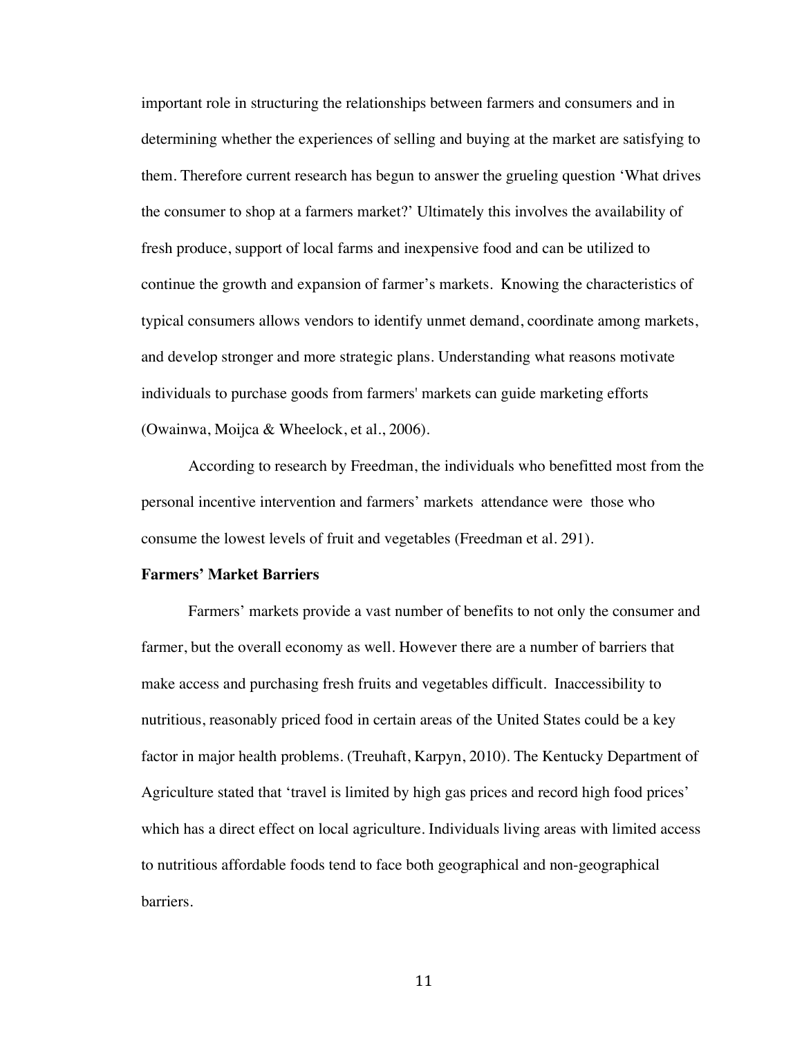important role in structuring the relationships between farmers and consumers and in determining whether the experiences of selling and buying at the market are satisfying to them. Therefore current research has begun to answer the grueling question 'What drives the consumer to shop at a farmers market?' Ultimately this involves the availability of fresh produce, support of local farms and inexpensive food and can be utilized to continue the growth and expansion of farmer's markets. Knowing the characteristics of typical consumers allows vendors to identify unmet demand, coordinate among markets, and develop stronger and more strategic plans. Understanding what reasons motivate individuals to purchase goods from farmers' markets can guide marketing efforts (Owainwa, Moijca & Wheelock, et al., 2006).

According to research by Freedman, the individuals who benefitted most from the personal incentive intervention and farmers' markets attendance were those who consume the lowest levels of fruit and vegetables (Freedman et al. 291).

**Farmers' Market Barriers**

Farmers' markets provide a vast number of benefits to not only the consumer and farmer, but the overall economy as well. However there are a number of barriers that make access and purchasing fresh fruits and vegetables difficult. Inaccessibility to nutritious, reasonably priced food in certain areas of the United States could be a key factor in major health problems. (Treuhaft, Karpyn, 2010). The Kentucky Department of Agriculture stated that 'travel is limited by high gas prices and record high food prices' which has a direct effect on local agriculture. Individuals living areas with limited access to nutritious affordable foods tend to face both geographical and non-geographical barriers.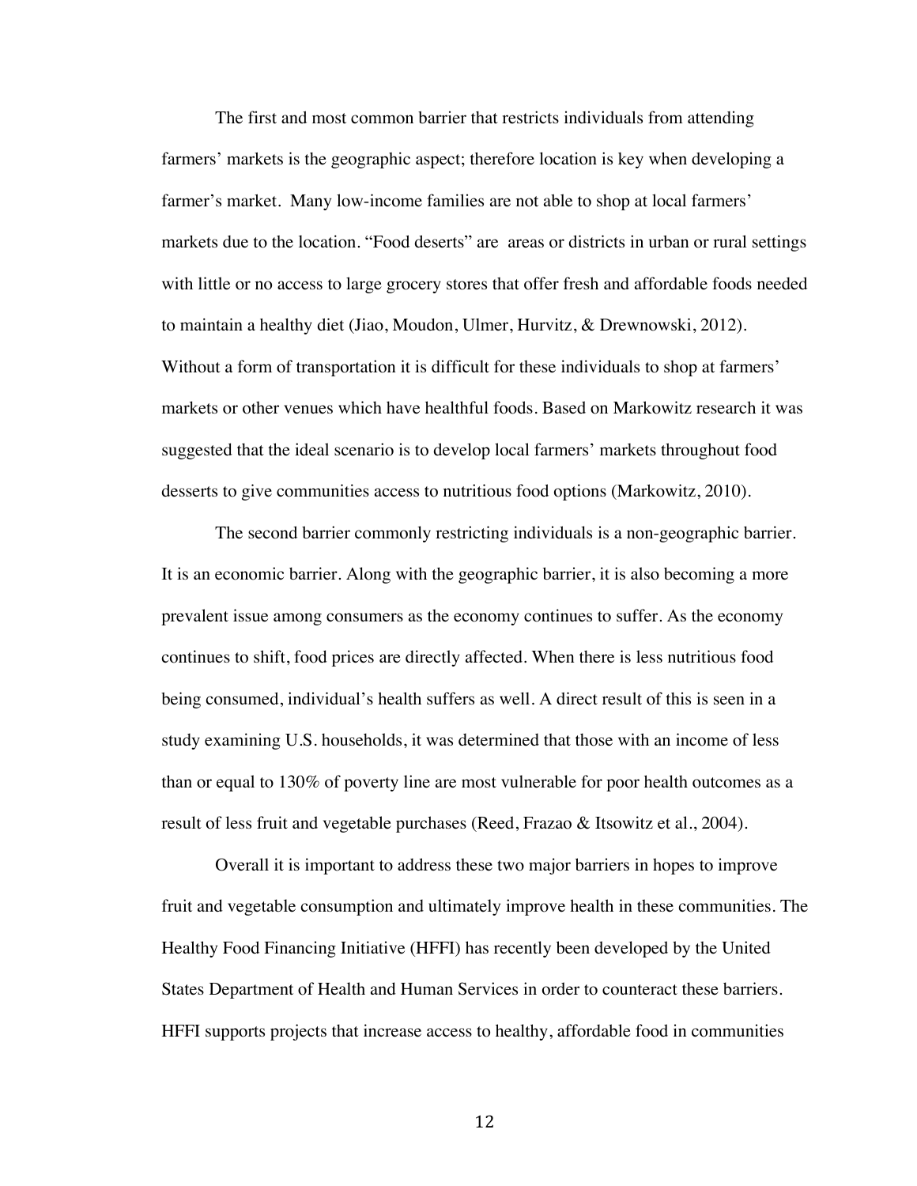The first and most common barrier that restricts individuals from attending farmers' markets is the geographic aspect; therefore location is key when developing a farmer's market. Many low-income families are not able to shop at local farmers' markets due to the location. "Food deserts" are areas or districts in urban or rural settings with little or no access to large grocery stores that offer fresh and affordable foods needed to maintain a healthy diet (Jiao, Moudon, Ulmer, Hurvitz, & Drewnowski, 2012). Without a form of transportation it is difficult for these individuals to shop at farmers' markets or other venues which have healthful foods. Based on Markowitz research it was suggested that the ideal scenario is to develop local farmers' markets throughout food desserts to give communities access to nutritious food options (Markowitz, 2010).

The second barrier commonly restricting individuals is a non-geographic barrier. It is an economic barrier. Along with the geographic barrier, it is also becoming a more prevalent issue among consumers as the economy continues to suffer. As the economy continues to shift, food prices are directly affected. When there is less nutritious food being consumed, individual's health suffers as well. A direct result of this is seen in a study examining U.S. households, it was determined that those with an income of less than or equal to 130% of poverty line are most vulnerable for poor health outcomes as a result of less fruit and vegetable purchases (Reed, Frazao & Itsowitz et al., 2004).

Overall it is important to address these two major barriers in hopes to improve fruit and vegetable consumption and ultimately improve health in these communities. The Healthy Food Financing Initiative (HFFI) has recently been developed by the United States Department of Health and Human Services in order to counteract these barriers. HFFI supports projects that increase access to healthy, affordable food in communities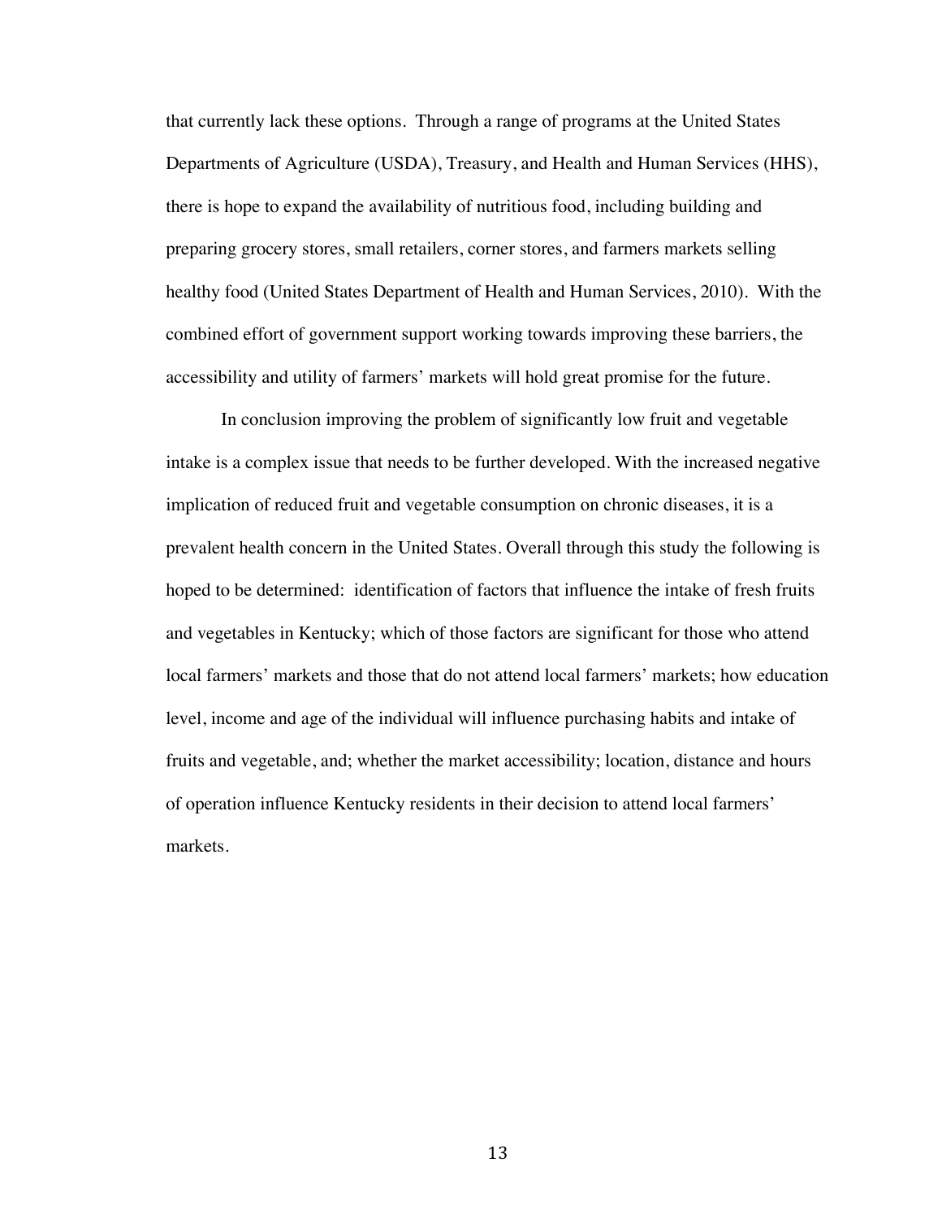that currently lack these options. Through a range of programs at the United States Departments of Agriculture (USDA), Treasury, and Health and Human Services (HHS), there is hope to expand the availability of nutritious food, including building and preparing grocery stores, small retailers, corner stores, and farmers markets selling healthy food (United States Department of Health and Human Services, 2010). With the combined effort of government support working towards improving these barriers, the accessibility and utility of farmers' markets will hold great promise for the future.

In conclusion improving the problem of significantly low fruit and vegetable intake is a complex issue that needs to be further developed. With the increased negative implication of reduced fruit and vegetable consumption on chronic diseases, it is a prevalent health concern in the United States. Overall through this study the following is hoped to be determined: identification of factors that influence the intake of fresh fruits and vegetables in Kentucky; which of those factors are significant for those who attend local farmers' markets and those that do not attend local farmers' markets; how education level, income and age of the individual will influence purchasing habits and intake of fruits and vegetable, and; whether the market accessibility; location, distance and hours of operation influence Kentucky residents in their decision to attend local farmers' markets.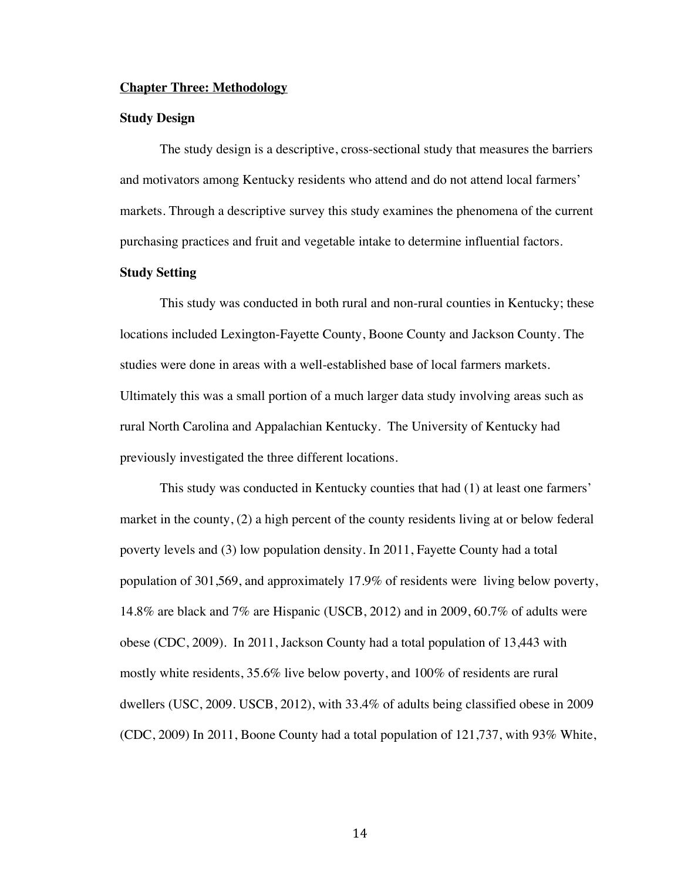## Chapter Three: Methodology

### Study Design

The study design is a descriptive, cross-sectional study that measures the barriers and motivators among Kentucky residents who attend and do not attend local farmers' markets. Through a descriptive survey this study examines the phenomena of the current purchasing practices and fruit and vegetable intake to determine influential factors.

### Study Setting

This study was conducted in both rural and non-rural counties in Kentucky; these locations included Lexington-Fayette County, Boone County and Jackson County. The studies were done in areas with a well-established base of local farmers markets. Ultimately this was a small portion of a much larger data study involving areas such as rural North Carolina and Appalachian Kentucky. The University of Kentucky had previously investigated the three different locations.

This study was conducted in Kentucky counties that had (1) at least one farmers' market in the county, (2) a high percent of the county residents living at or below federal poverty levels and (3) low population density. In 2011, Fayette County had a total population of 301,569, and approximately 17.9% of residents were living below poverty, 14.8% are black and 7% are Hispanic (USCB, 2012) and in 2009, 60.7% of adults were obese (CDC, 2009). In 2011, Jackson County had a total population of 13,443 with mostly white residents, 35.6% live below poverty, and 100% of residents are rural dwellers (USC, 2009. USCB, 2012), with 33.4% of adults being classified obese in 2009 (CDC, 2009) In 2011, Boone County had a total population of 121,737, with 93% White,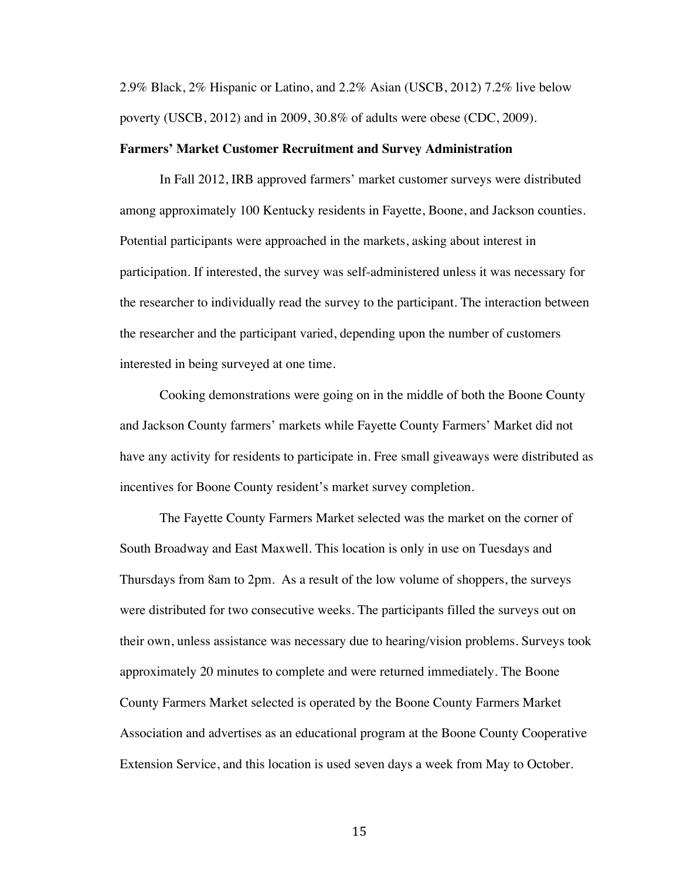2.9% Black, 2% Hispanic or Latino, and 2.2% Asian (USCB, 2012) 7.2% live below poverty (USCB, 2012) and in 2009, 30.8% of adults were obese (CDC, 2009).

**Farmers' Market Customer Recruitment and Survey Administration**

In Fall 2012, IRB approved farmers' market customer surveys were distributed among approximately 100 Kentucky residents in Fayette, Boone, and Jackson counties. Potential participants were approached in the markets, asking about interest in participation. If interested, the survey was self-administered unless it was necessary for the researcher to individually read the survey to the participant. The interaction between the researcher and the participant varied, depending upon the number of customers interested in being surveyed at one time.

Cooking demonstrations were going on in the middle of both the Boone County and Jackson County farmers' markets while Fayette County Farmers' Market did not have any activity for residents to participate in. Free small giveaways were distributed as incentives for Boone County resident's market survey completion.

The Fayette County Farmers Market selected was the market on the corner of South Broadway and East Maxwell. This location is only in use on Tuesdays and Thursdays from 8am to 2pm. As a result of the low volume of shoppers, the surveys were distributed for two consecutive weeks. The participants filled the surveys out on their own, unless assistance was necessary due to hearing/vision problems. Surveys took approximately 20 minutes to complete and were returned immediately. The Boone County Farmers Market selected is operated by the Boone County Farmers Market Association and advertises as an educational program at the Boone County Cooperative Extension Service, and this location is used seven days a week from May to October.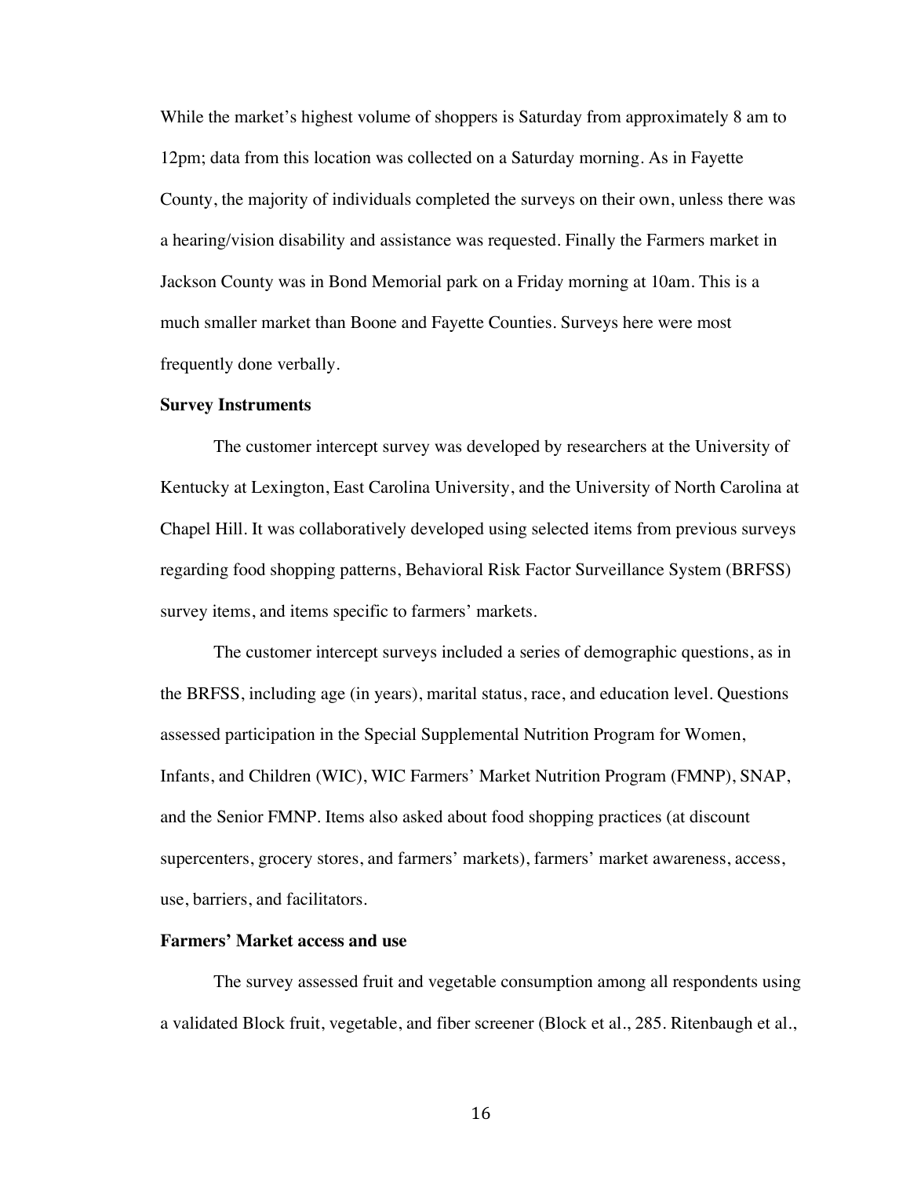While the market's highest volume of shoppers is Saturday from approximately 8 am to 12pm; data from this location was collected on a Saturday morning. As in Fayette County, the majority of individuals completed the surveys on their own, unless there was a hearing/vision disability and assistance was requested. Finally the Farmers market in Jackson County was in Bond Memorial park on a Friday morning at 10am. This is a much smaller market than Boone and Fayette Counties. Surveys here were most frequently done verbally.

**Survey Instruments**

The customer intercept survey was developed by researchers at the University of Kentucky at Lexington, East Carolina University, and the University of North Carolina at Chapel Hill. It was collaboratively developed using selected items from previous surveys regarding food shopping patterns, Behavioral Risk Factor Surveillance System (BRFSS) survey items, and items specific to farmers' markets.

The customer intercept surveys included a series of demographic questions, as in the BRFSS, including age (in years), marital status, race, and education level. Questions assessed participation in the Special Supplemental Nutrition Program for Women, Infants, and Children (WIC), WIC Farmers' Market Nutrition Program (FMNP), SNAP, and the Senior FMNP. Items also asked about food shopping practices (at discount supercenters, grocery stores, and farmers' markets), farmers' market awareness, access, use, barriers, and facilitators.

**Farmers' Market access and use**

The survey assessed fruit and vegetable consumption among all respondents using a validated Block fruit, vegetable, and fiber screener (Block et al., 285. Ritenbaugh et al.,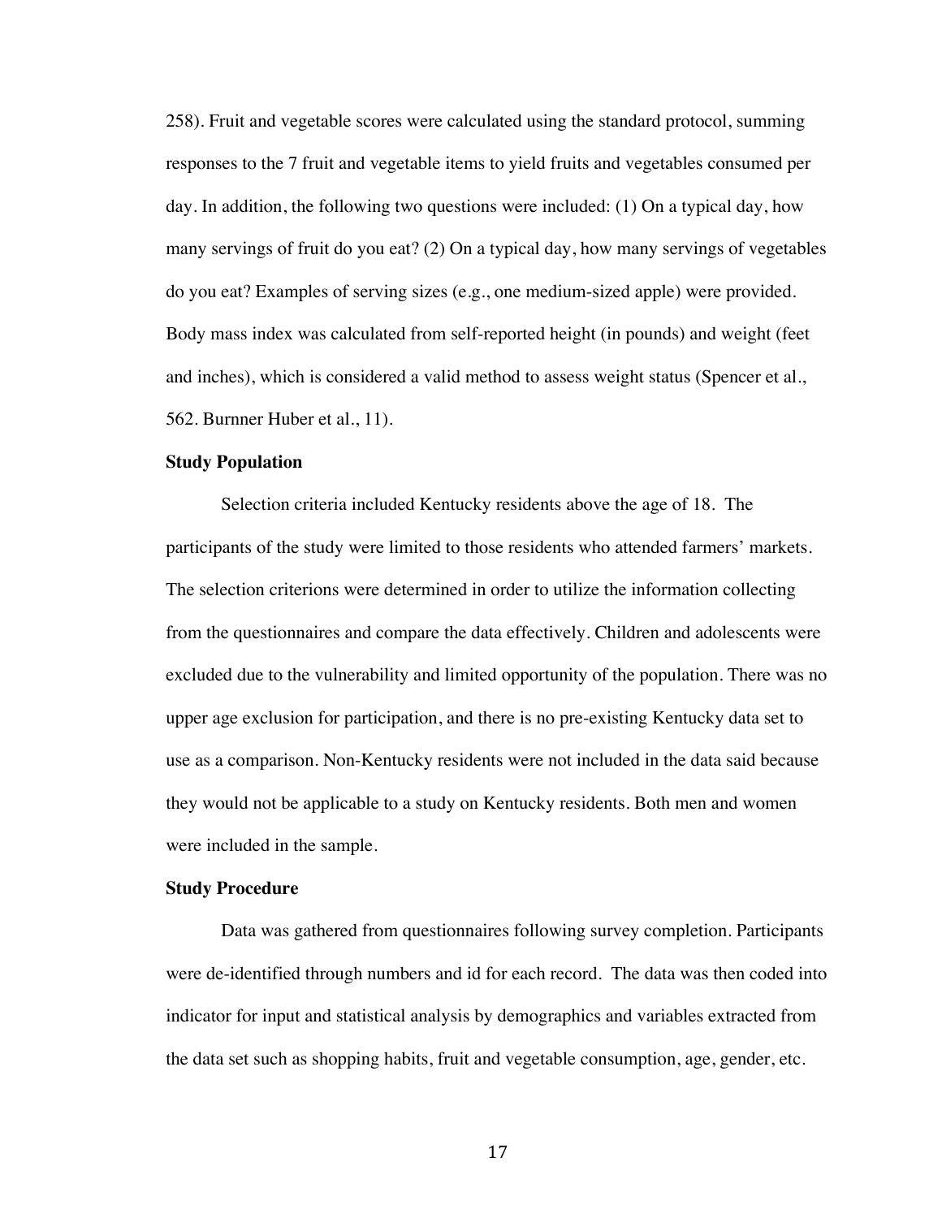258). Fruit and vegetable scores were calculated using the standard protocol, summing responses to the 7 fruit and vegetable items to yield fruits and vegetables consumed per day. In addition, the following two questions were included: (1) On a typical day, how many servings of fruit do you eat? (2) On a typical day, how many servings of vegetables do you eat? Examples of serving sizes (e.g., one medium-sized apple) were provided. Body mass index was calculated from self-reported height (in pounds) and weight (feet and inches), which is considered a valid method to assess weight status (Spencer et al., 562. Burnner Huber et al., 11).

**Study Population**

Selection criteria included Kentucky residents above the age of 18. The participants of the study were limited to those residents who attended farmers' markets. The selection criterions were determined in order to utilize the information collecting from the questionnaires and compare the data effectively. Children and adolescents were excluded due to the vulnerability and limited opportunity of the population. There was no upper age exclusion for participation, and there is no pre-existing Kentucky data set to use as a comparison. Non-Kentucky residents were not included in the data said because they would not be applicable to a study on Kentucky residents. Both men and women were included in the sample.

**Study Procedure**

Data was gathered from questionnaires following survey completion. Participants were de-identified through numbers and id for each record. The data was then coded into indicator for input and statistical analysis by demographics and variables extracted from the data set such as shopping habits, fruit and vegetable consumption, age, gender, etc.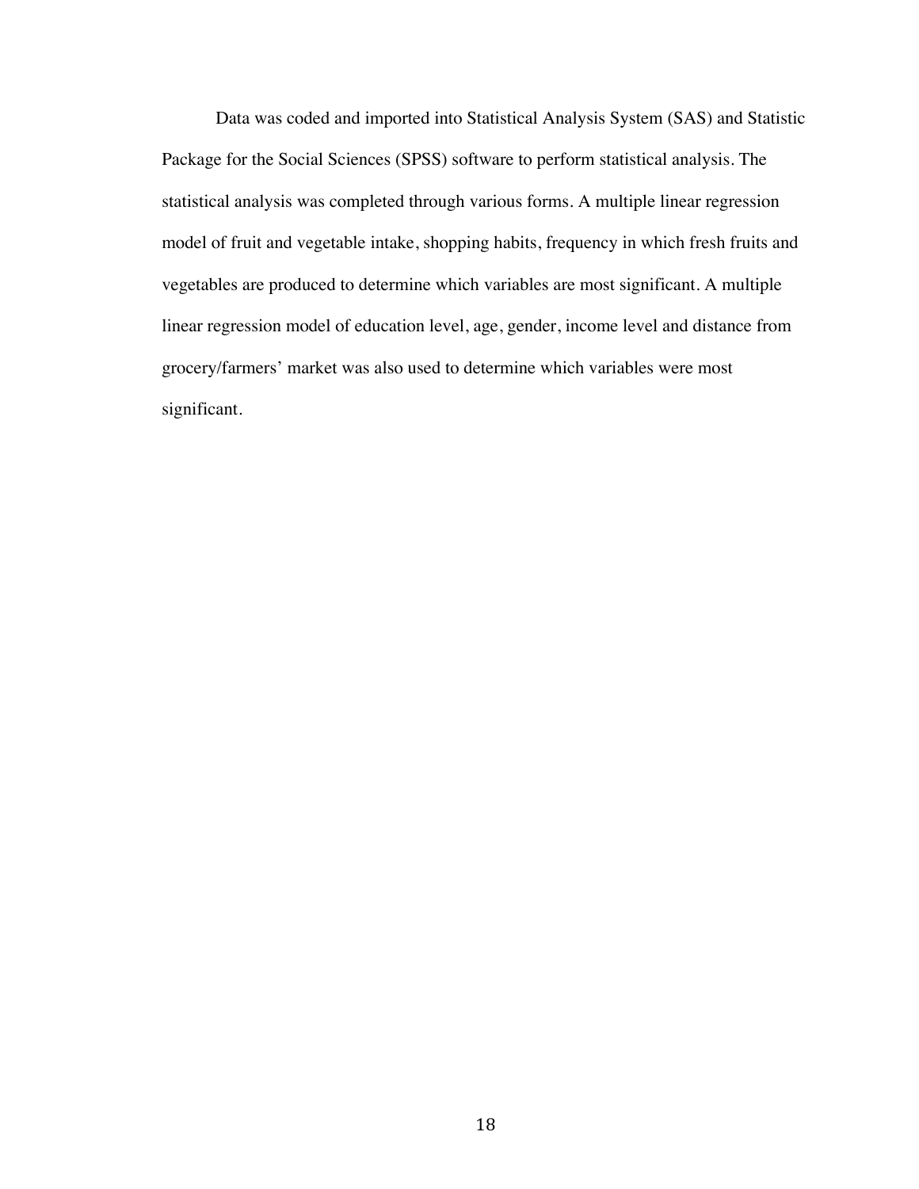Data was coded and imported into Statistical Analysis System (SAS) and Statistic Package for the Social Sciences (SPSS) software to perform statistical analysis. The statistical analysis was completed through various forms. A multiple linear regression model of fruit and vegetable intake, shopping habits, frequency in which fresh fruits and vegetables are produced to determine which variables are most significant. A multiple linear regression model of education level, age, gender, income level and distance from grocery/farmers' market was also used to determine which variables were most significant.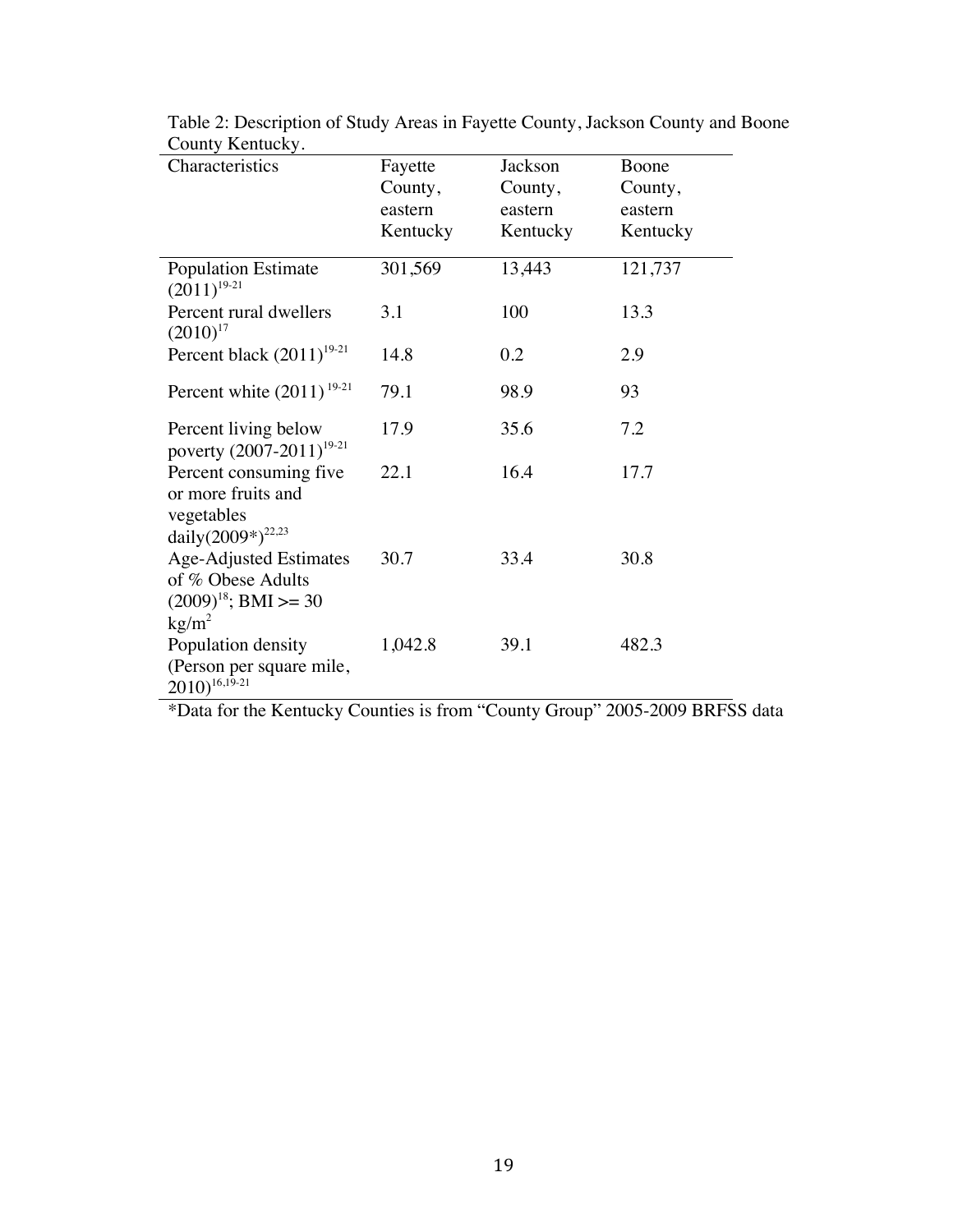Table 2: Description of Study Areas in Fayette County, Jackson County and Boone County Kentucky.

| Characteristics | Fayette County, eastern Kentucky | Jackson County, eastern Kentucky | Boone County, eastern Kentucky |
|---|---|---|---|
| Population Estimate (2011)[19-21] | 301,569 | 13,443 | 121,737 |
| Percent rural dwellers (2010)[17] | 3.1 | 100 | 13.3 |
| Percent black (2011)[19-21] | 14.8 | 0.2 | 2.9 |
| Percent white (2011)[19-21] | 79.1 | 98.9 | 93 |
| Percent living below poverty (2007-2011)[19-21] | 17.9 | 35.6 | 7.2 |
| Percent consuming five or more fruits and vegetables daily(2009*)[22,23] | 22.1 | 16.4 | 17.7 |
| Age-Adjusted Estimates of % Obese Adults (2009)[18]; BMI >= 30 $kg/m^2$ | 30.7 | 33.4 | 30.8 |
| Population density (Person per square mile, 2010)[16,19-21] | 1,042.8 | 39.1 | 482.3 |

*Data for the Kentucky Counties is from "County Group" 2005-2009 BRFSS data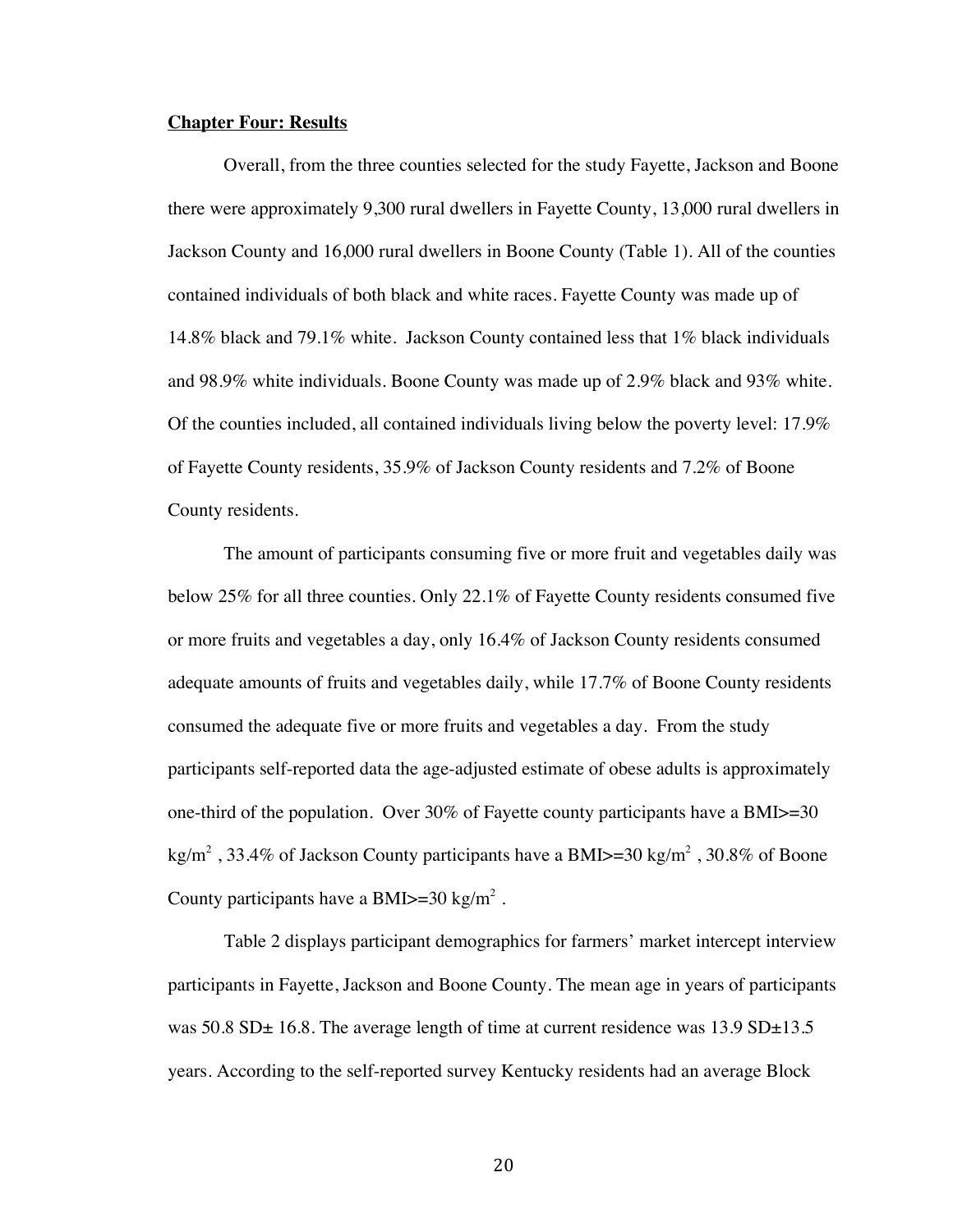**Chapter Four: Results**

Overall, from the three counties selected for the study Fayette, Jackson and Boone there were approximately 9,300 rural dwellers in Fayette County, 13,000 rural dwellers in Jackson County and 16,000 rural dwellers in Boone County (Table 1). All of the counties contained individuals of both black and white races. Fayette County was made up of 14.8% black and 79.1% white. Jackson County contained less that 1% black individuals and 98.9% white individuals. Boone County was made up of 2.9% black and 93% white. Of the counties included, all contained individuals living below the poverty level: 17.9% of Fayette County residents, 35.9% of Jackson County residents and 7.2% of Boone County residents.

The amount of participants consuming five or more fruit and vegetables daily was below 25% for all three counties. Only 22.1% of Fayette County residents consumed five or more fruits and vegetables a day, only 16.4% of Jackson County residents consumed adequate amounts of fruits and vegetables daily, while 17.7% of Boone County residents consumed the adequate five or more fruits and vegetables a day. From the study participants self-reported data the age-adjusted estimate of obese adults is approximately one-third of the population. Over 30% of Fayette county participants have a BMI>=30 $kg/m^2$ , 33.4% of Jackson County participants have a BMI>=30 $kg/m^2$ , 30.8% of Boone County participants have a BMI>=30 $kg/m^2$ .

Table 2 displays participant demographics for farmers' market intercept interview participants in Fayette, Jackson and Boone County. The mean age in years of participants was 50.8 SD± 16.8. The average length of time at current residence was 13.9 SD±13.5 years. According to the self-reported survey Kentucky residents had an average Block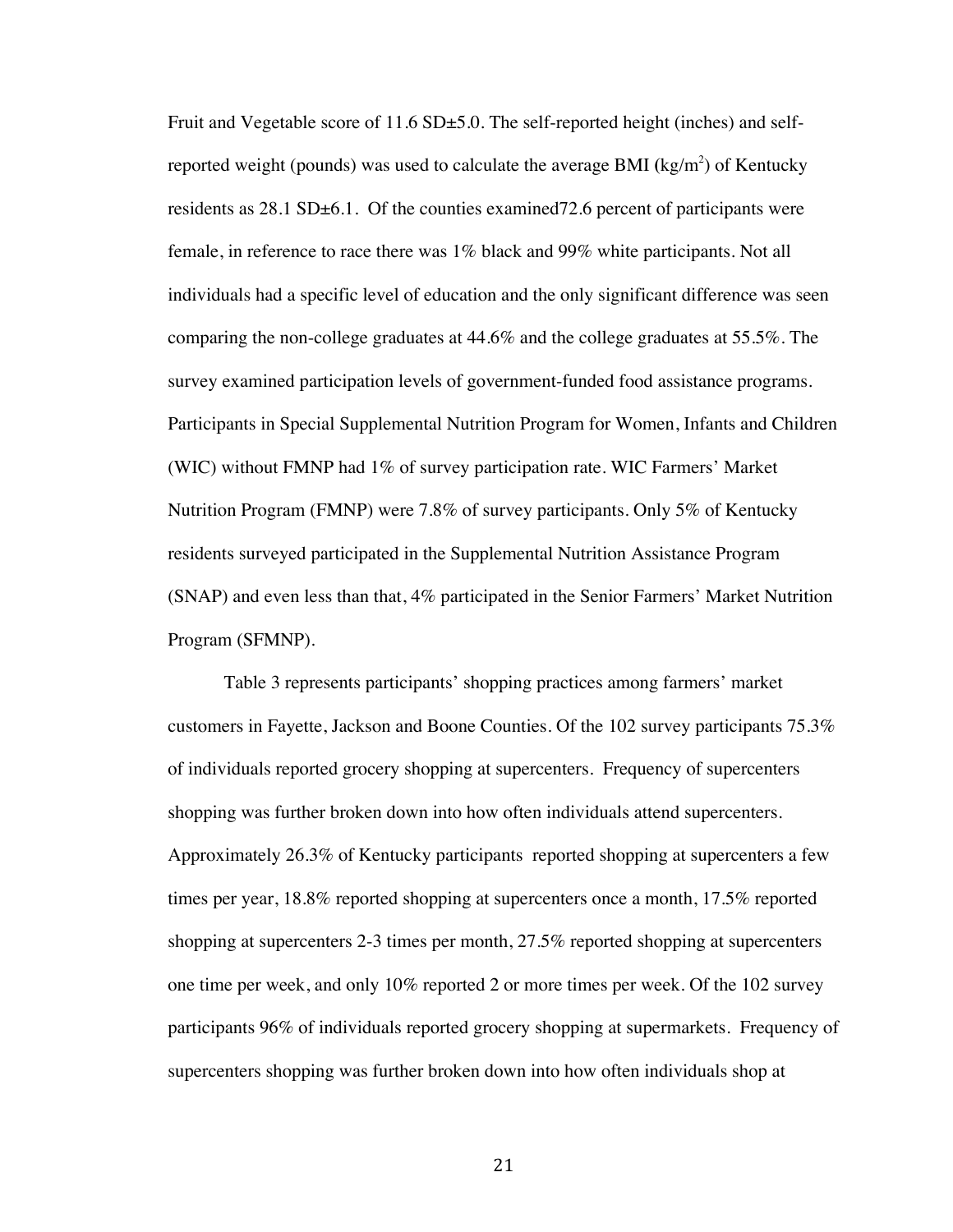Fruit and Vegetable score of 11.6 SD±5.0. The self-reported height (inches) and self-reported weight (pounds) was used to calculate the average BMI ($kg/m^2$) of Kentucky residents as 28.1 SD±6.1. Of the counties examined72.6 percent of participants were female, in reference to race there was 1% black and 99% white participants. Not all individuals had a specific level of education and the only significant difference was seen comparing the non-college graduates at 44.6% and the college graduates at 55.5%. The survey examined participation levels of government-funded food assistance programs. Participants in Special Supplemental Nutrition Program for Women, Infants and Children (WIC) without FMNP had 1% of survey participation rate. WIC Farmers' Market Nutrition Program (FMNP) were 7.8% of survey participants. Only 5% of Kentucky residents surveyed participated in the Supplemental Nutrition Assistance Program (SNAP) and even less than that, 4% participated in the Senior Farmers' Market Nutrition Program (SFMNP).

Table 3 represents participants' shopping practices among farmers' market customers in Fayette, Jackson and Boone Counties. Of the 102 survey participants 75.3% of individuals reported grocery shopping at supercenters. Frequency of supercenters shopping was further broken down into how often individuals attend supercenters. Approximately 26.3% of Kentucky participants reported shopping at supercenters a few times per year, 18.8% reported shopping at supercenters once a month, 17.5% reported shopping at supercenters 2-3 times per month, 27.5% reported shopping at supercenters one time per week, and only 10% reported 2 or more times per week. Of the 102 survey participants 96% of individuals reported grocery shopping at supermarkets. Frequency of supercenters shopping was further broken down into how often individuals shop at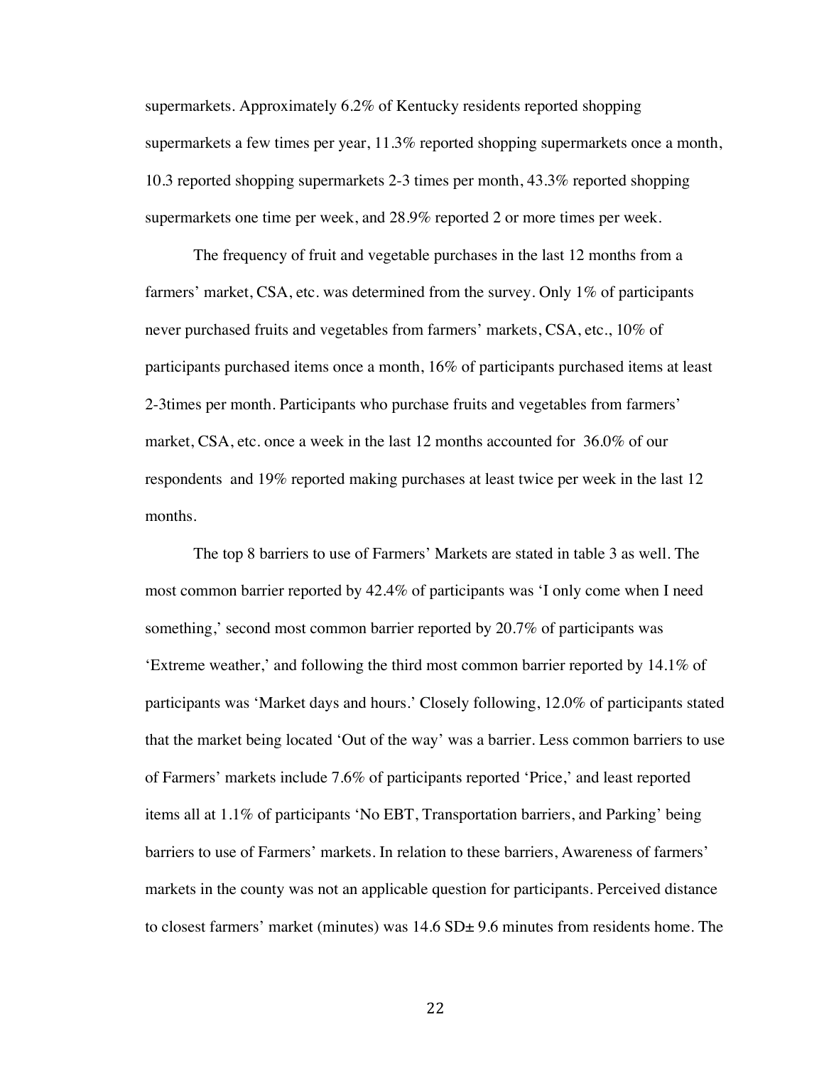supermarkets. Approximately 6.2% of Kentucky residents reported shopping supermarkets a few times per year, 11.3% reported shopping supermarkets once a month, 10.3 reported shopping supermarkets 2-3 times per month, 43.3% reported shopping supermarkets one time per week, and 28.9% reported 2 or more times per week.

The frequency of fruit and vegetable purchases in the last 12 months from a farmers' market, CSA, etc. was determined from the survey. Only 1% of participants never purchased fruits and vegetables from farmers' markets, CSA, etc., 10% of participants purchased items once a month, 16% of participants purchased items at least 2-3times per month. Participants who purchase fruits and vegetables from farmers' market, CSA, etc. once a week in the last 12 months accounted for 36.0% of our respondents and 19% reported making purchases at least twice per week in the last 12 months.

The top 8 barriers to use of Farmers' Markets are stated in table 3 as well. The most common barrier reported by 42.4% of participants was 'I only come when I need something,' second most common barrier reported by 20.7% of participants was 'Extreme weather,' and following the third most common barrier reported by 14.1% of participants was 'Market days and hours.' Closely following, 12.0% of participants stated that the market being located 'Out of the way' was a barrier. Less common barriers to use of Farmers' markets include 7.6% of participants reported 'Price,' and least reported items all at 1.1% of participants 'No EBT, Transportation barriers, and Parking' being barriers to use of Farmers' markets. In relation to these barriers, Awareness of farmers' markets in the county was not an applicable question for participants. Perceived distance to closest farmers' market (minutes) was 14.6 SD± 9.6 minutes from residents home. The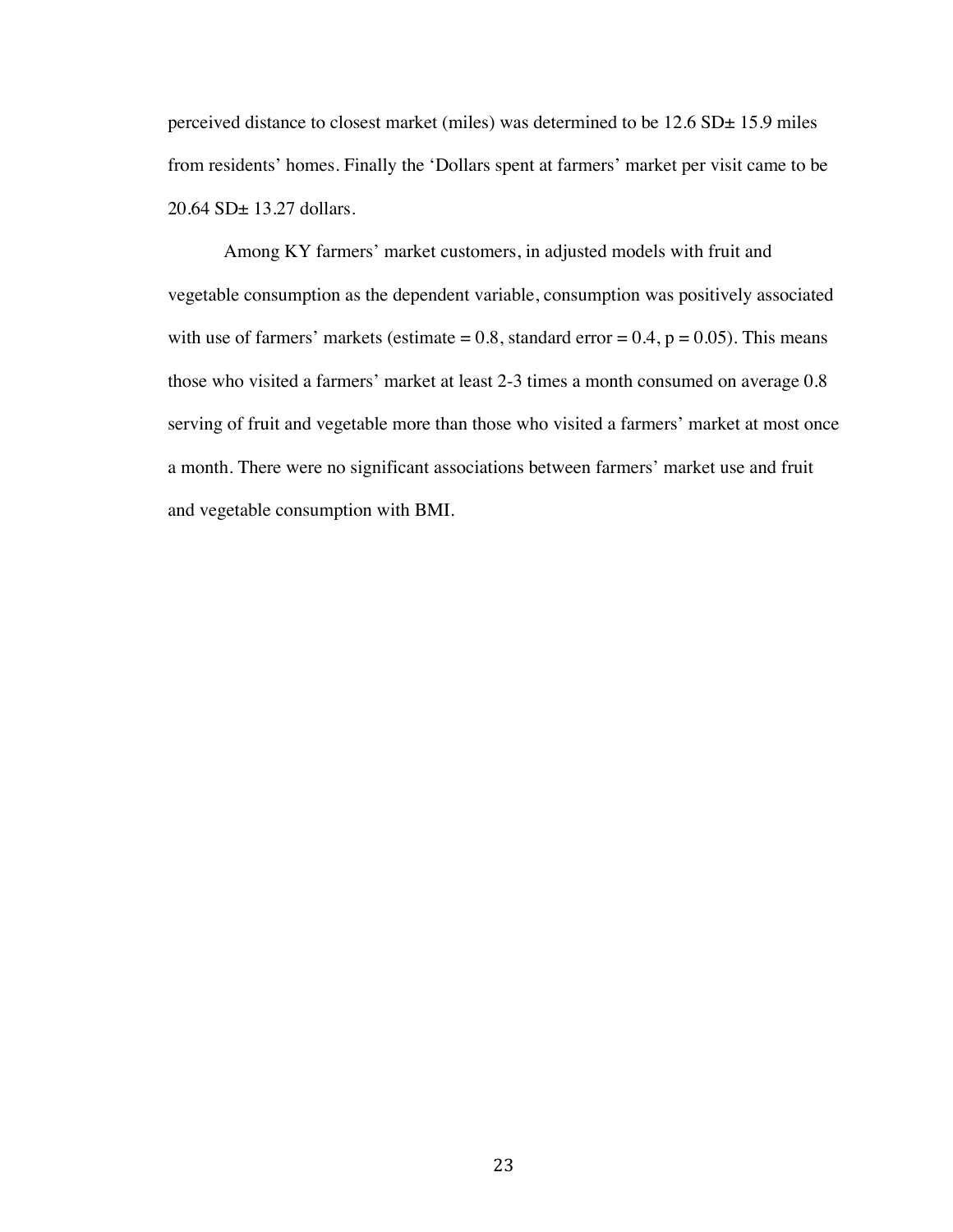perceived distance to closest market (miles) was determined to be 12.6 SD± 15.9 miles from residents' homes. Finally the 'Dollars spent at farmers' market per visit came to be 20.64 SD± 13.27 dollars.

Among KY farmers' market customers, in adjusted models with fruit and vegetable consumption as the dependent variable, consumption was positively associated with use of farmers' markets (estimate = 0.8, standard error = 0.4, $p = 0.05$). This means those who visited a farmers' market at least 2-3 times a month consumed on average 0.8 serving of fruit and vegetable more than those who visited a farmers' market at most once a month. There were no significant associations between farmers' market use and fruit and vegetable consumption with BMI.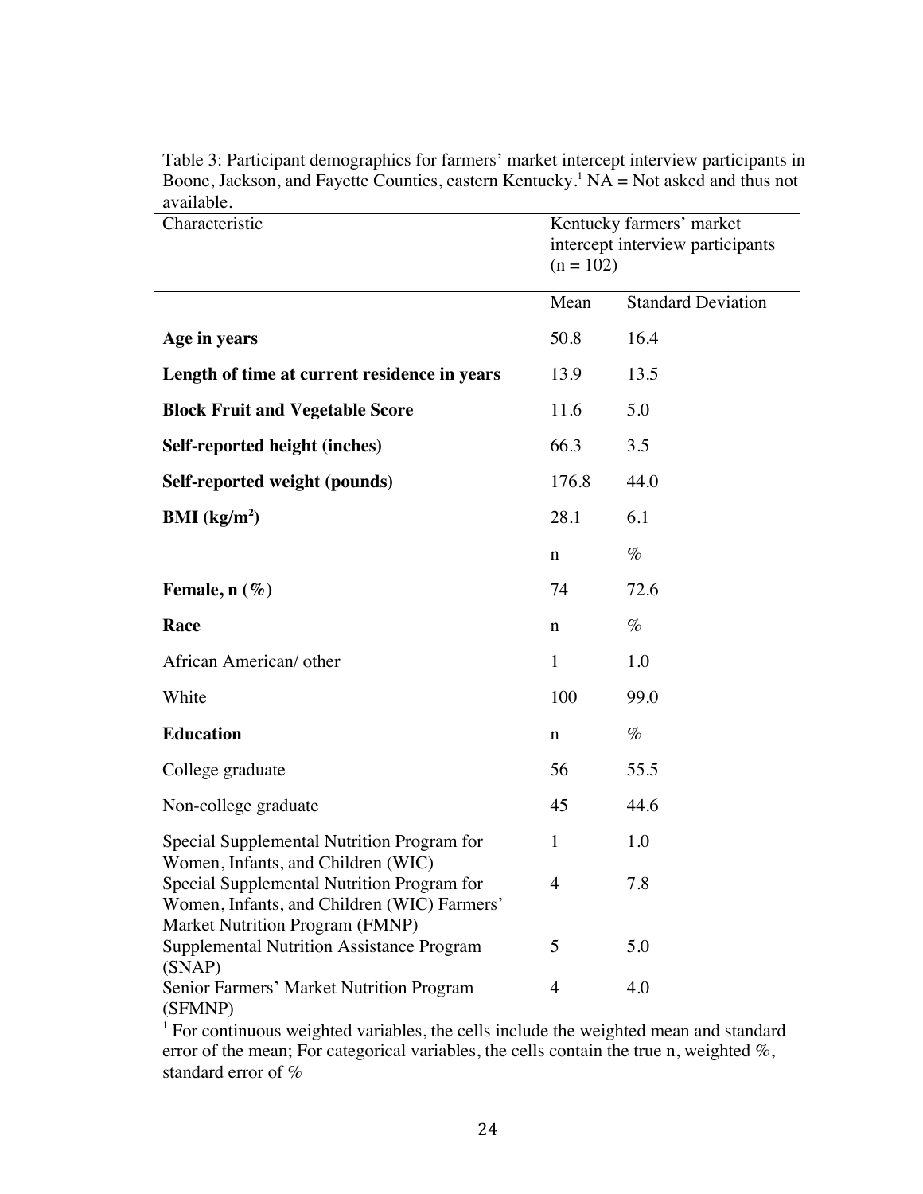Table 3: Participant demographics for farmers' market intercept interview participants in Boone, Jackson, and Fayette Counties, eastern Kentucky.[1] NA = Not asked and thus not available.

| Characteristic | Kentucky farmers' market intercept interview participants (n = 102) | |
|---|---|---|
| | Mean | Standard Deviation |
| **Age in years** | 50.8 | 16.4 |
| **Length of time at current residence in years** | 13.9 | 13.5 |
| **Block Fruit and Vegetable Score** | 11.6 | 5.0 |
| **Self-reported height (inches)** | 66.3 | 3.5 |
| **Self-reported weight (pounds)** | 176.8 | 44.0 |
| **BMI (kg/m$^2$)** | 28.1 | 6.1 |
| | n | % |
| **Female, n (%)** | 74 | 72.6 |
| **Race** | n | % |
| African American/ other | 1 | 1.0 |
| White | 100 | 99.0 |
| **Education** | n | % |
| College graduate | 56 | 55.5 |
| Non-college graduate | 45 | 44.6 |
| Special Supplemental Nutrition Program for Women, Infants, and Children (WIC) | 1 | 1.0 |
| Special Supplemental Nutrition Program for Women, Infants, and Children (WIC) Farmers' Market Nutrition Program (FMNP) | 4 | 7.8 |
| Supplemental Nutrition Assistance Program (SNAP) | 5 | 5.0 |
| Senior Farmers' Market Nutrition Program (SFMNP) | 4 | 4.0 |

[1] For continuous weighted variables, the cells include the weighted mean and standard error of the mean; For categorical variables, the cells contain the true n, weighted %, standard error of %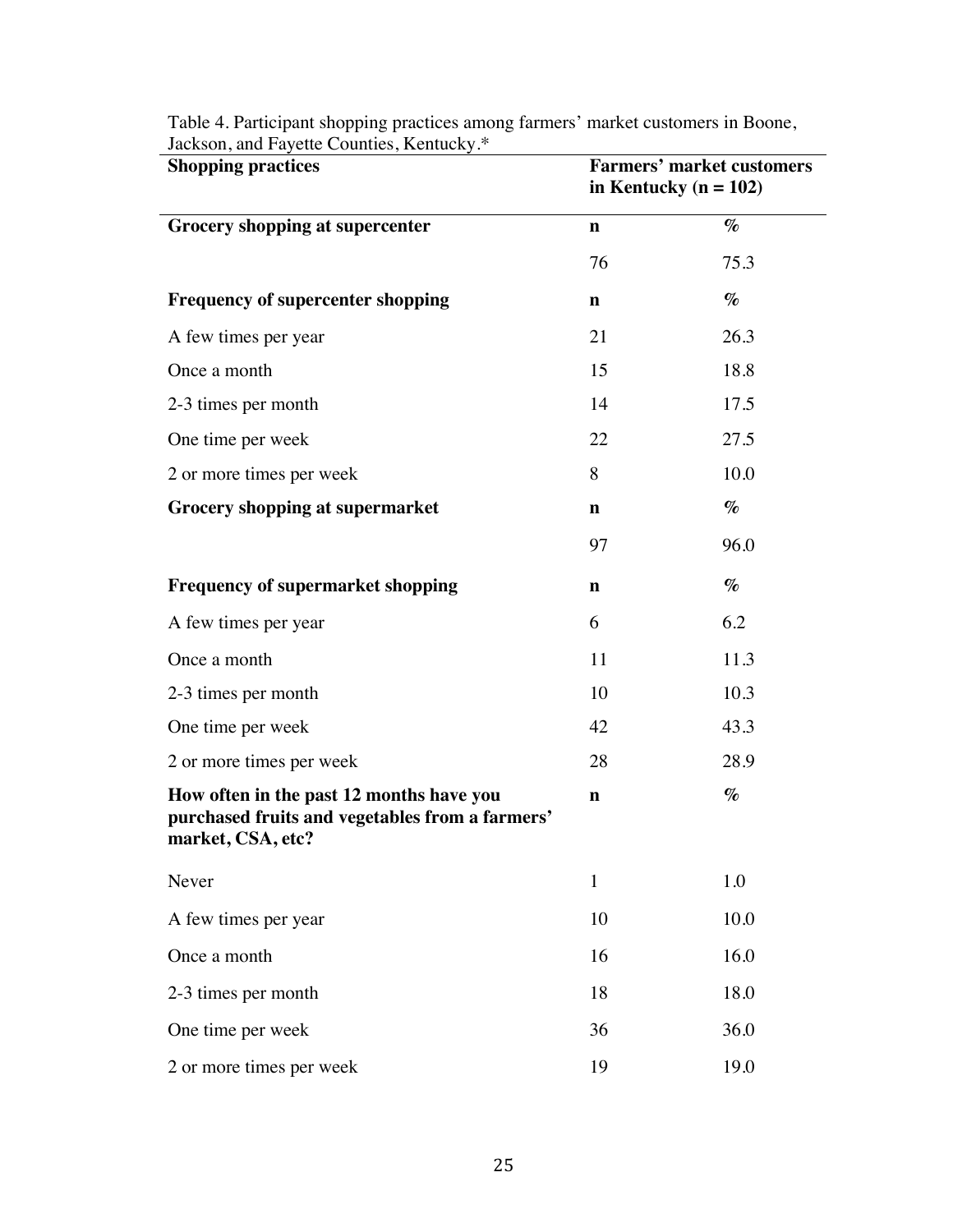Table 4. Participant shopping practices among farmers' market customers in Boone, Jackson, and Fayette Counties, Kentucky.*

| Shopping practices | Farmers' market customers in Kentucky (n = 102) | |
|---|---|---|
| **Grocery shopping at supercenter** | **n** | **%** |
| | 76 | 75.3 |
| **Frequency of supercenter shopping** | **n** | **%** |
| A few times per year | 21 | 26.3 |
| Once a month | 15 | 18.8 |
| 2-3 times per month | 14 | 17.5 |
| One time per week | 22 | 27.5 |
| 2 or more times per week | 8 | 10.0 |
| **Grocery shopping at supermarket** | **n** | **%** |
| | 97 | 96.0 |
| **Frequency of supermarket shopping** | **n** | **%** |
| A few times per year | 6 | 6.2 |
| Once a month | 11 | 11.3 |
| 2-3 times per month | 10 | 10.3 |
| One time per week | 42 | 43.3 |
| 2 or more times per week | 28 | 28.9 |
| **How often in the past 12 months have you purchased fruits and vegetables from a farmers' market, CSA, etc?** | **n** | **%** |
| Never | 1 | 1.0 |
| A few times per year | 10 | 10.0 |
| Once a month | 16 | 16.0 |
| 2-3 times per month | 18 | 18.0 |
| One time per week | 36 | 36.0 |
| 2 or more times per week | 19 | 19.0 |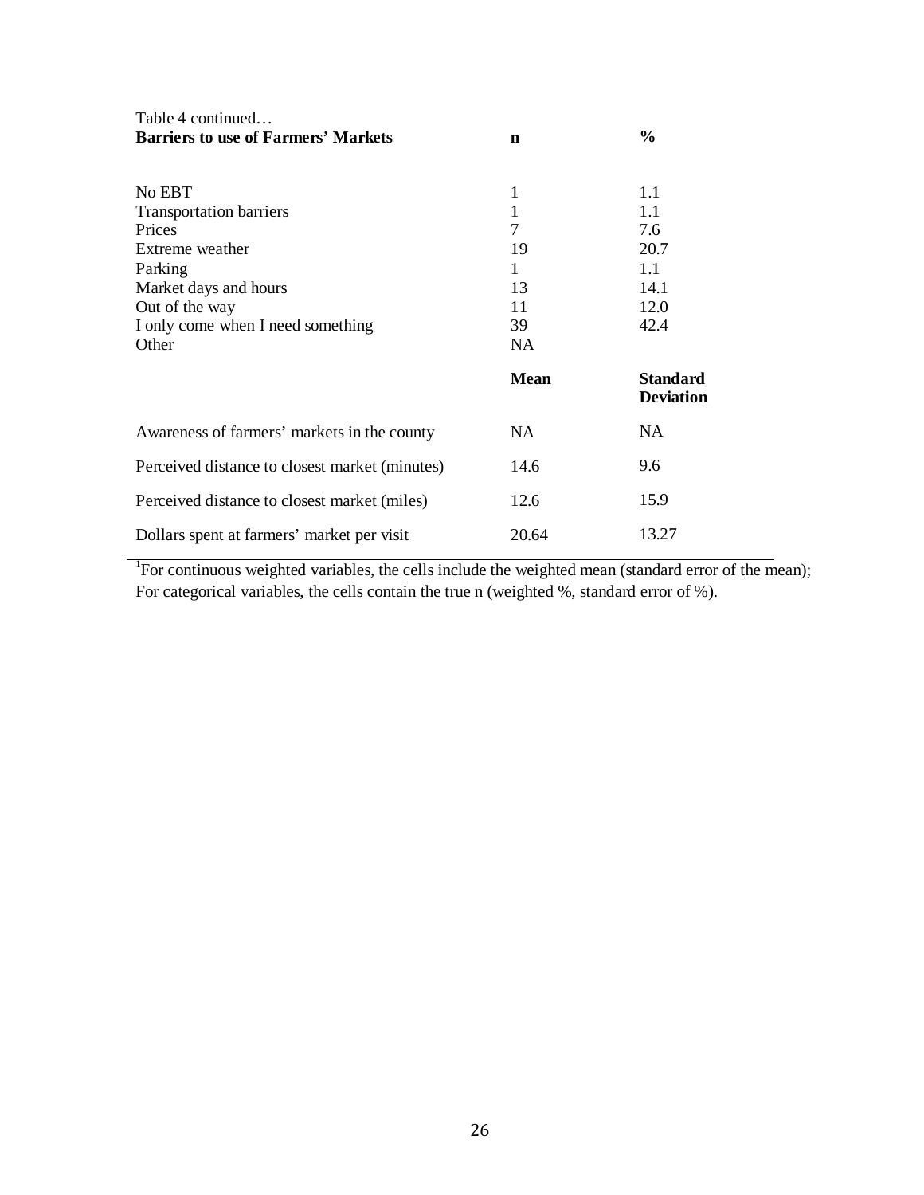Table 4 continued…

| Barriers to use of Farmers' Markets | n | % |
|---|---|---|
| No EBT | 1 | 1.1 |
| Transportation barriers | 1 | 1.1 |
| Prices | 7 | 7.6 |
| Extreme weather | 19 | 20.7 |
| Parking | 1 | 1.1 |
| Market days and hours | 13 | 14.1 |
| Out of the way | 11 | 12.0 |
| I only come when I need something | 39 | 42.4 |
| Other | NA | |
| | **Mean** | **Standard Deviation** |
| Awareness of farmers' markets in the county | NA | NA |
| Perceived distance to closest market (minutes) | 14.6 | 9.6 |
| Perceived distance to closest market (miles) | 12.6 | 15.9 |
| Dollars spent at farmers' market per visit | 20.64 | 13.27 |

[1]For continuous weighted variables, the cells include the weighted mean (standard error of the mean); For categorical variables, the cells contain the true n (weighted %, standard error of %).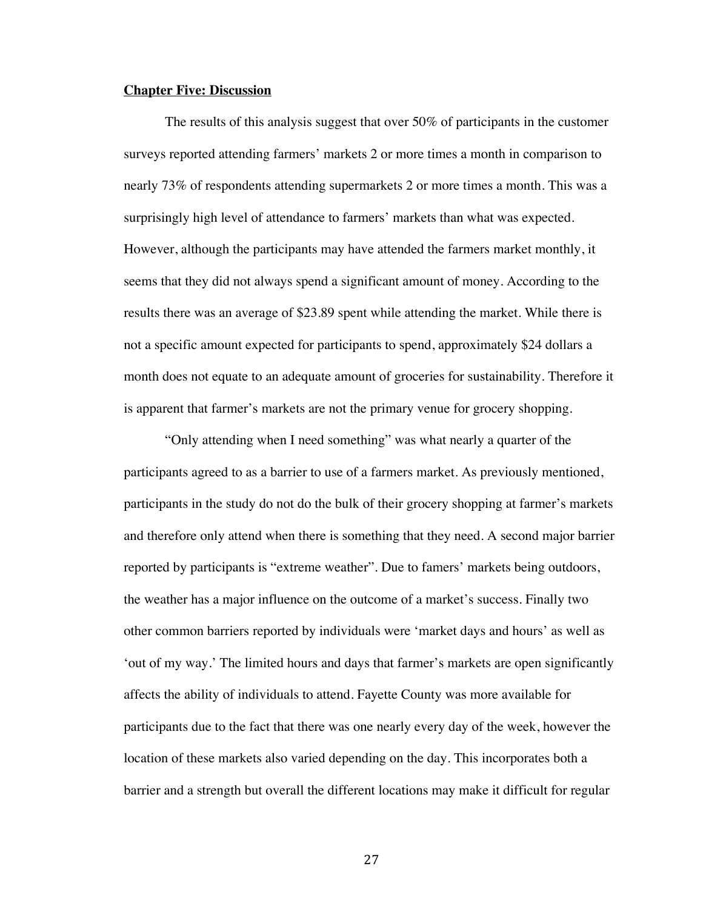## Chapter Five: Discussion

The results of this analysis suggest that over 50% of participants in the customer surveys reported attending farmers' markets 2 or more times a month in comparison to nearly 73% of respondents attending supermarkets 2 or more times a month. This was a surprisingly high level of attendance to farmers' markets than what was expected. However, although the participants may have attended the farmers market monthly, it seems that they did not always spend a significant amount of money. According to the results there was an average of $23.89 spent while attending the market. While there is not a specific amount expected for participants to spend, approximately $24 dollars a month does not equate to an adequate amount of groceries for sustainability. Therefore it is apparent that farmer's markets are not the primary venue for grocery shopping.

"Only attending when I need something" was what nearly a quarter of the participants agreed to as a barrier to use of a farmers market. As previously mentioned, participants in the study do not do the bulk of their grocery shopping at farmer's markets and therefore only attend when there is something that they need. A second major barrier reported by participants is "extreme weather". Due to famers' markets being outdoors, the weather has a major influence on the outcome of a market's success. Finally two other common barriers reported by individuals were 'market days and hours' as well as 'out of my way.' The limited hours and days that farmer's markets are open significantly affects the ability of individuals to attend. Fayette County was more available for participants due to the fact that there was one nearly every day of the week, however the location of these markets also varied depending on the day. This incorporates both a barrier and a strength but overall the different locations may make it difficult for regular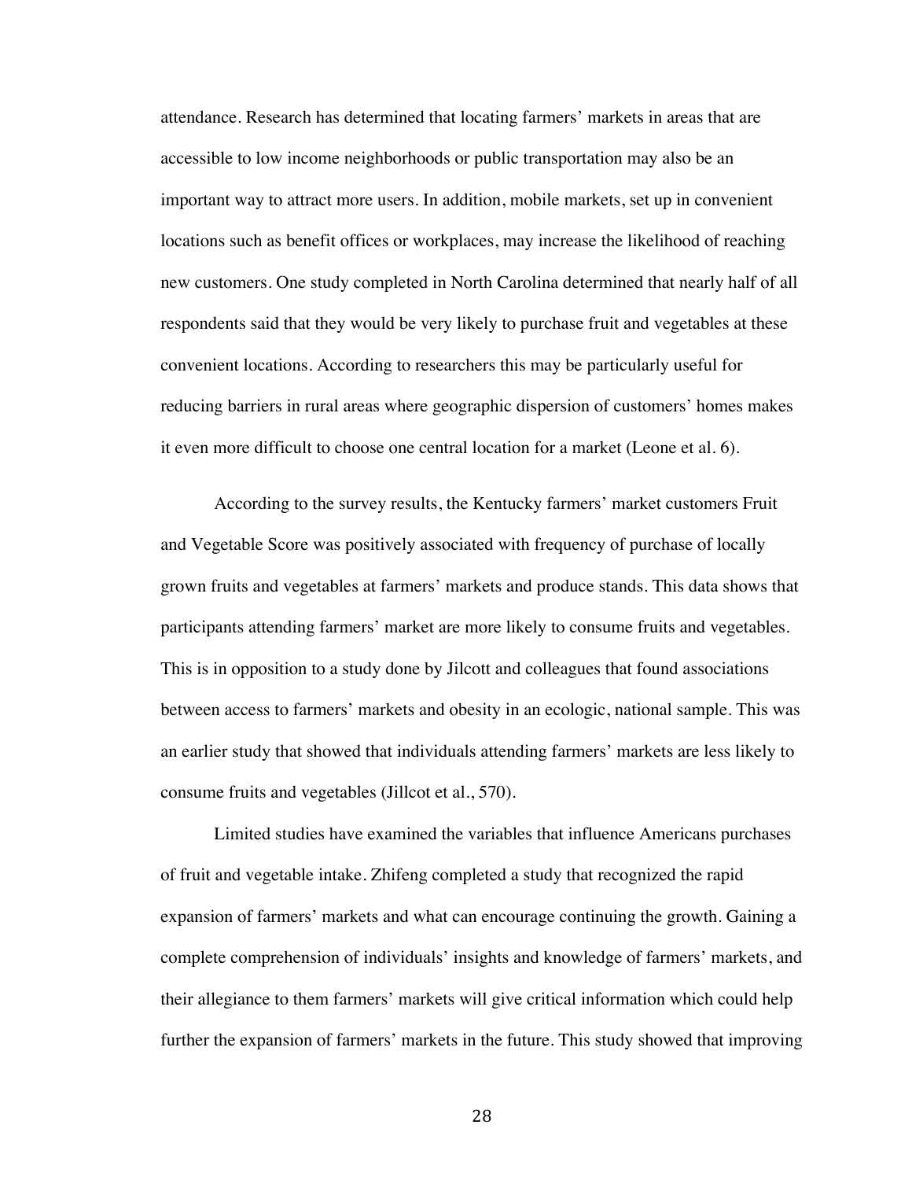attendance. Research has determined that locating farmers' markets in areas that are accessible to low income neighborhoods or public transportation may also be an important way to attract more users. In addition, mobile markets, set up in convenient locations such as benefit offices or workplaces, may increase the likelihood of reaching new customers. One study completed in North Carolina determined that nearly half of all respondents said that they would be very likely to purchase fruit and vegetables at these convenient locations. According to researchers this may be particularly useful for reducing barriers in rural areas where geographic dispersion of customers' homes makes it even more difficult to choose one central location for a market (Leone et al. 6).

According to the survey results, the Kentucky farmers' market customers Fruit and Vegetable Score was positively associated with frequency of purchase of locally grown fruits and vegetables at farmers' markets and produce stands. This data shows that participants attending farmers' market are more likely to consume fruits and vegetables. This is in opposition to a study done by Jilcott and colleagues that found associations between access to farmers' markets and obesity in an ecologic, national sample. This was an earlier study that showed that individuals attending farmers' markets are less likely to consume fruits and vegetables (Jillcot et al., 570).

Limited studies have examined the variables that influence Americans purchases of fruit and vegetable intake. Zhifeng completed a study that recognized the rapid expansion of farmers' markets and what can encourage continuing the growth. Gaining a complete comprehension of individuals' insights and knowledge of farmers' markets, and their allegiance to them farmers' markets will give critical information which could help further the expansion of farmers' markets in the future. This study showed that improving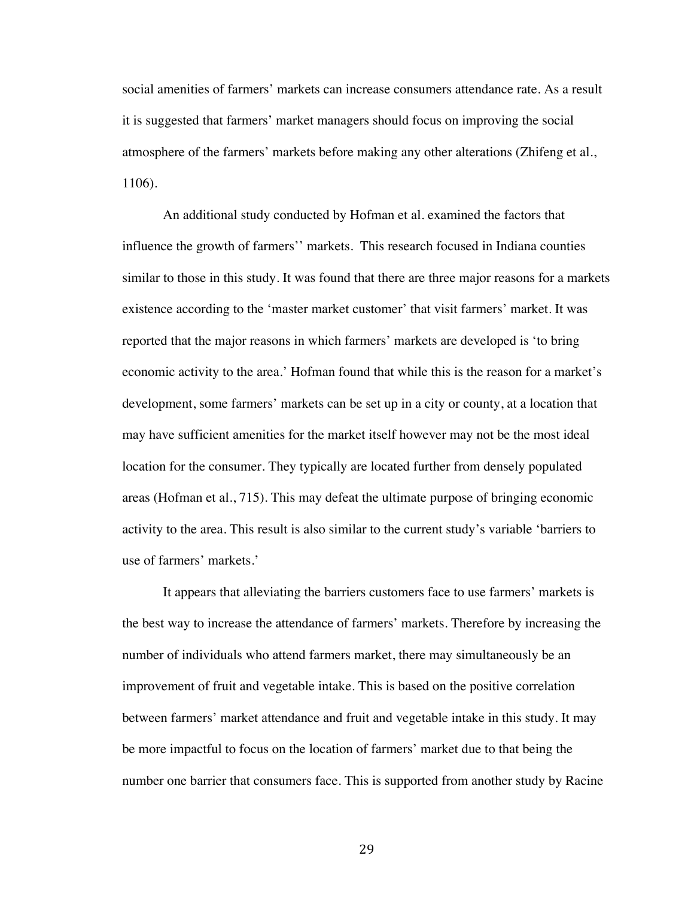social amenities of farmers' markets can increase consumers attendance rate. As a result it is suggested that farmers' market managers should focus on improving the social atmosphere of the farmers' markets before making any other alterations (Zhifeng et al., 1106).

An additional study conducted by Hofman et al. examined the factors that influence the growth of farmers'' markets. This research focused in Indiana counties similar to those in this study. It was found that there are three major reasons for a markets existence according to the 'master market customer' that visit farmers' market. It was reported that the major reasons in which farmers' markets are developed is 'to bring economic activity to the area.' Hofman found that while this is the reason for a market's development, some farmers' markets can be set up in a city or county, at a location that may have sufficient amenities for the market itself however may not be the most ideal location for the consumer. They typically are located further from densely populated areas (Hofman et al., 715). This may defeat the ultimate purpose of bringing economic activity to the area. This result is also similar to the current study's variable 'barriers to use of farmers' markets.'

It appears that alleviating the barriers customers face to use farmers' markets is the best way to increase the attendance of farmers' markets. Therefore by increasing the number of individuals who attend farmers market, there may simultaneously be an improvement of fruit and vegetable intake. This is based on the positive correlation between farmers' market attendance and fruit and vegetable intake in this study. It may be more impactful to focus on the location of farmers' market due to that being the number one barrier that consumers face. This is supported from another study by Racine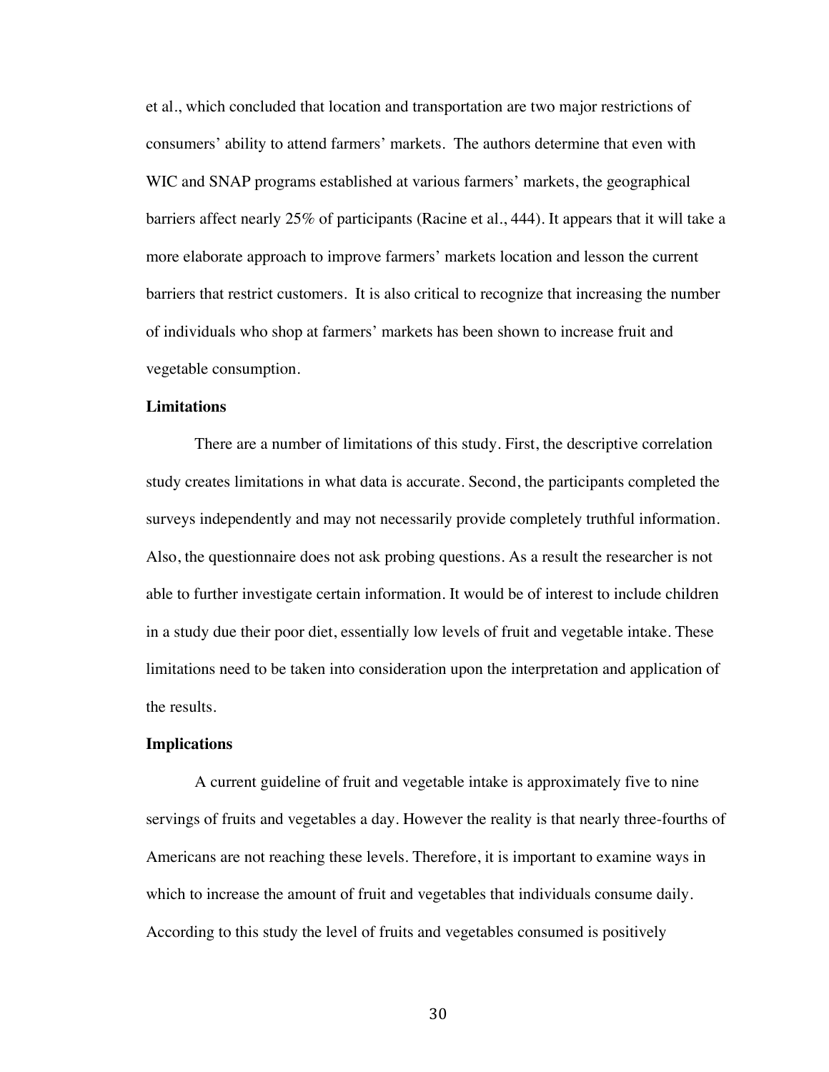et al., which concluded that location and transportation are two major restrictions of consumers' ability to attend farmers' markets. The authors determine that even with WIC and SNAP programs established at various farmers' markets, the geographical barriers affect nearly 25% of participants (Racine et al., 444). It appears that it will take a more elaborate approach to improve farmers' markets location and lesson the current barriers that restrict customers. It is also critical to recognize that increasing the number of individuals who shop at farmers' markets has been shown to increase fruit and vegetable consumption.

**Limitations**

There are a number of limitations of this study. First, the descriptive correlation study creates limitations in what data is accurate. Second, the participants completed the surveys independently and may not necessarily provide completely truthful information. Also, the questionnaire does not ask probing questions. As a result the researcher is not able to further investigate certain information. It would be of interest to include children in a study due their poor diet, essentially low levels of fruit and vegetable intake. These limitations need to be taken into consideration upon the interpretation and application of the results.

**Implications**

A current guideline of fruit and vegetable intake is approximately five to nine servings of fruits and vegetables a day. However the reality is that nearly three-fourths of Americans are not reaching these levels. Therefore, it is important to examine ways in which to increase the amount of fruit and vegetables that individuals consume daily. According to this study the level of fruits and vegetables consumed is positively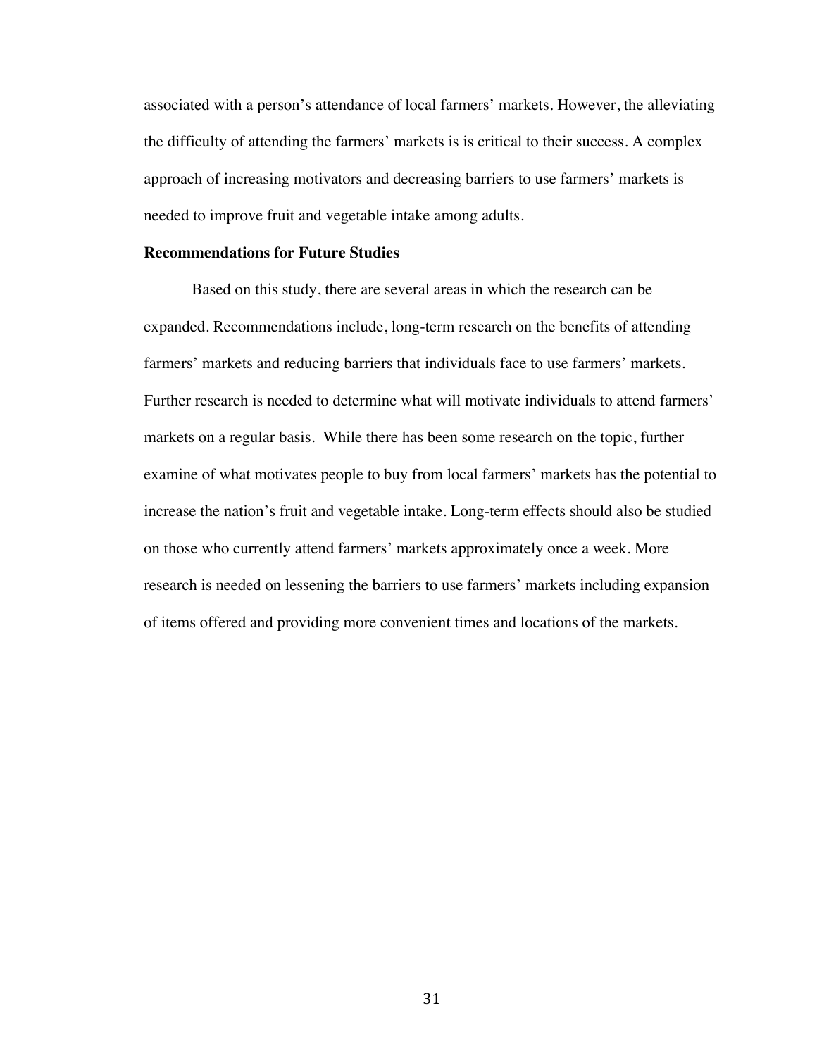associated with a person's attendance of local farmers' markets. However, the alleviating the difficulty of attending the farmers' markets is is critical to their success. A complex approach of increasing motivators and decreasing barriers to use farmers' markets is needed to improve fruit and vegetable intake among adults.

**Recommendations for Future Studies**

Based on this study, there are several areas in which the research can be expanded. Recommendations include, long-term research on the benefits of attending farmers' markets and reducing barriers that individuals face to use farmers' markets. Further research is needed to determine what will motivate individuals to attend farmers' markets on a regular basis. While there has been some research on the topic, further examine of what motivates people to buy from local farmers' markets has the potential to increase the nation's fruit and vegetable intake. Long-term effects should also be studied on those who currently attend farmers' markets approximately once a week. More research is needed on lessening the barriers to use farmers' markets including expansion of items offered and providing more convenient times and locations of the markets.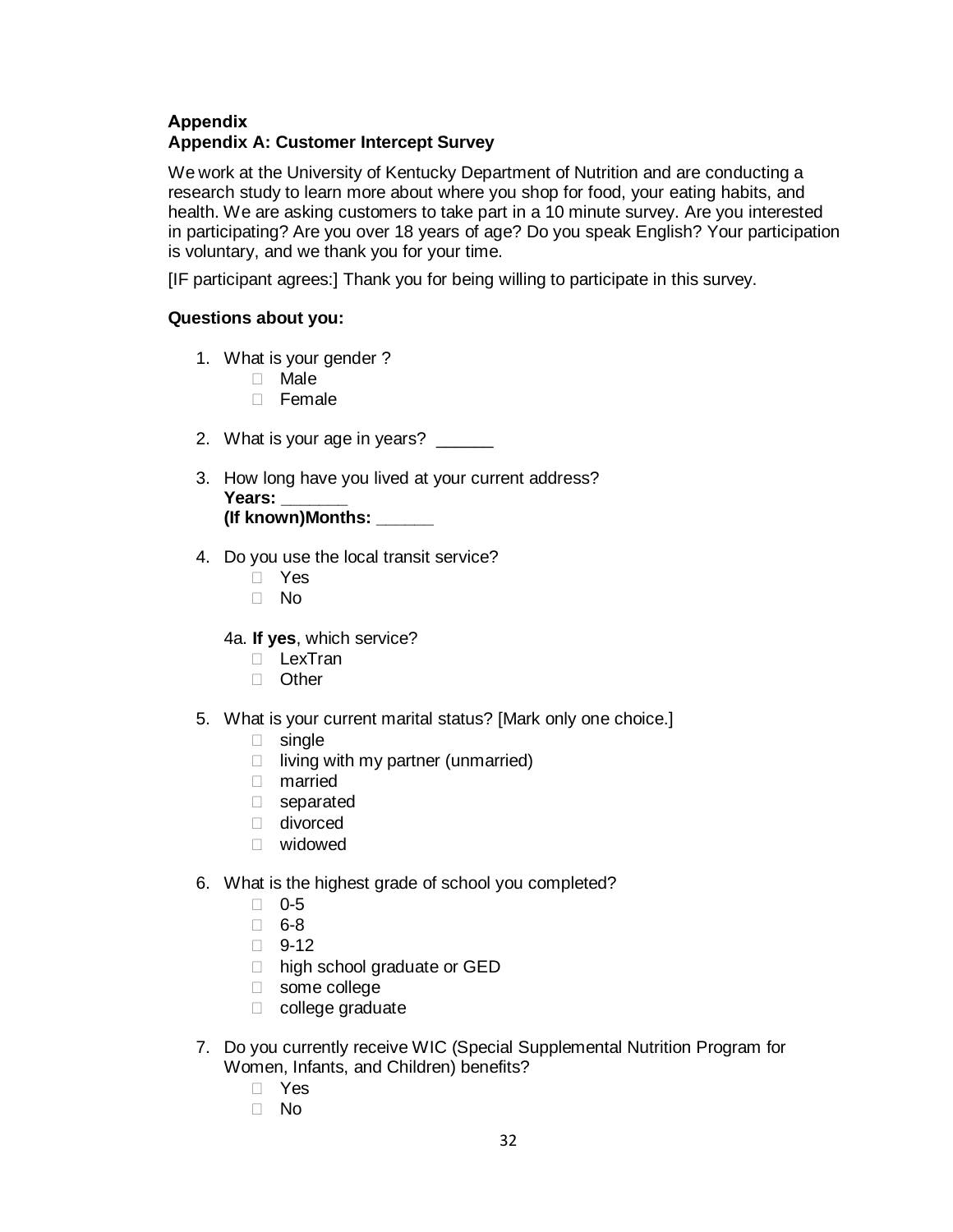# Appendix

## Appendix A: Customer Intercept Survey

We work at the University of Kentucky Department of Nutrition and are conducting a research study to learn more about where you shop for food, your eating habits, and health. We are asking customers to take part in a 10 minute survey. Are you interested in participating? Are you over 18 years of age? Do you speak English? Your participation is voluntary, and we thank you for your time.

[IF participant agrees:] Thank you for being willing to participate in this survey.

**Questions about you:**

1. What is your gender ?
   - ☐ Male
   - ☐ Female

2. What is your age in years? ______

3. How long have you lived at your current address?
   **Years: _______**
   **(If known)Months: ______**

4. Do you use the local transit service?
   - ☐ Yes
   - ☐ No

   4a. **If yes**, which service?
   - ☐ LexTran
   - ☐ Other

5. What is your current marital status? [Mark only one choice.]
   - ☐ single
   - ☐ living with my partner (unmarried)
   - ☐ married
   - ☐ separated
   - ☐ divorced
   - ☐ widowed

6. What is the highest grade of school you completed?
   - ☐ 0-5
   - ☐ 6-8
   - ☐ 9-12
   - ☐ high school graduate or GED
   - ☐ some college
   - ☐ college graduate

7. Do you currently receive WIC (Special Supplemental Nutrition Program for Women, Infants, and Children) benefits?
   - ☐ Yes
   - ☐ No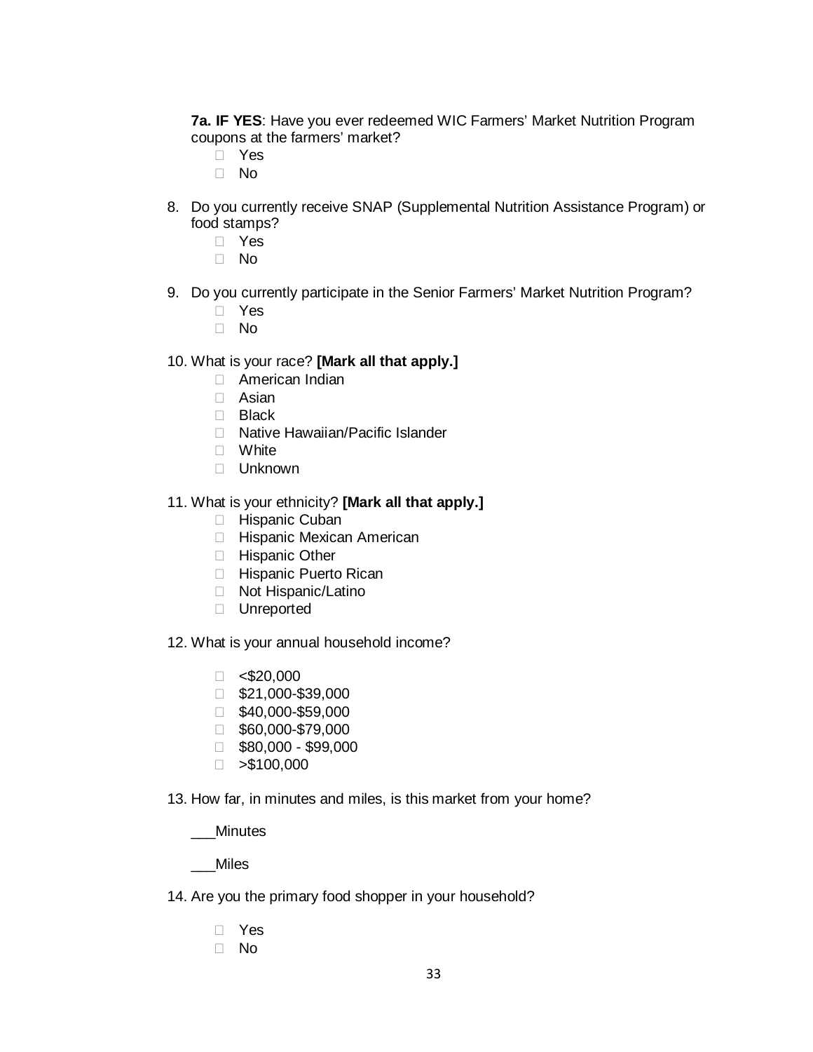**7a. IF YES**: Have you ever redeemed WIC Farmers' Market Nutrition Program coupons at the farmers' market?

- Yes
- No

8. Do you currently receive SNAP (Supplemental Nutrition Assistance Program) or food stamps?
   - Yes
   - No

9. Do you currently participate in the Senior Farmers' Market Nutrition Program?
   - Yes
   - No

10. What is your race? **[Mark all that apply.]**
    - American Indian
    - Asian
    - Black
    - Native Hawaiian/Pacific Islander
    - White
    - Unknown

11. What is your ethnicity? **[Mark all that apply.]**
    - Hispanic Cuban
    - Hispanic Mexican American
    - Hispanic Other
    - Hispanic Puerto Rican
    - Not Hispanic/Latino
    - Unreported

12. What is your annual household income?
    - <$20,000
    - $21,000-$39,000
    - $40,000-$59,000
    - $60,000-$79,000
    - $80,000 - $99,000
    - >$100,000

13. How far, in minutes and miles, is this market from your home?

    ___Minutes

    ___Miles

14. Are you the primary food shopper in your household?
    - Yes
    - No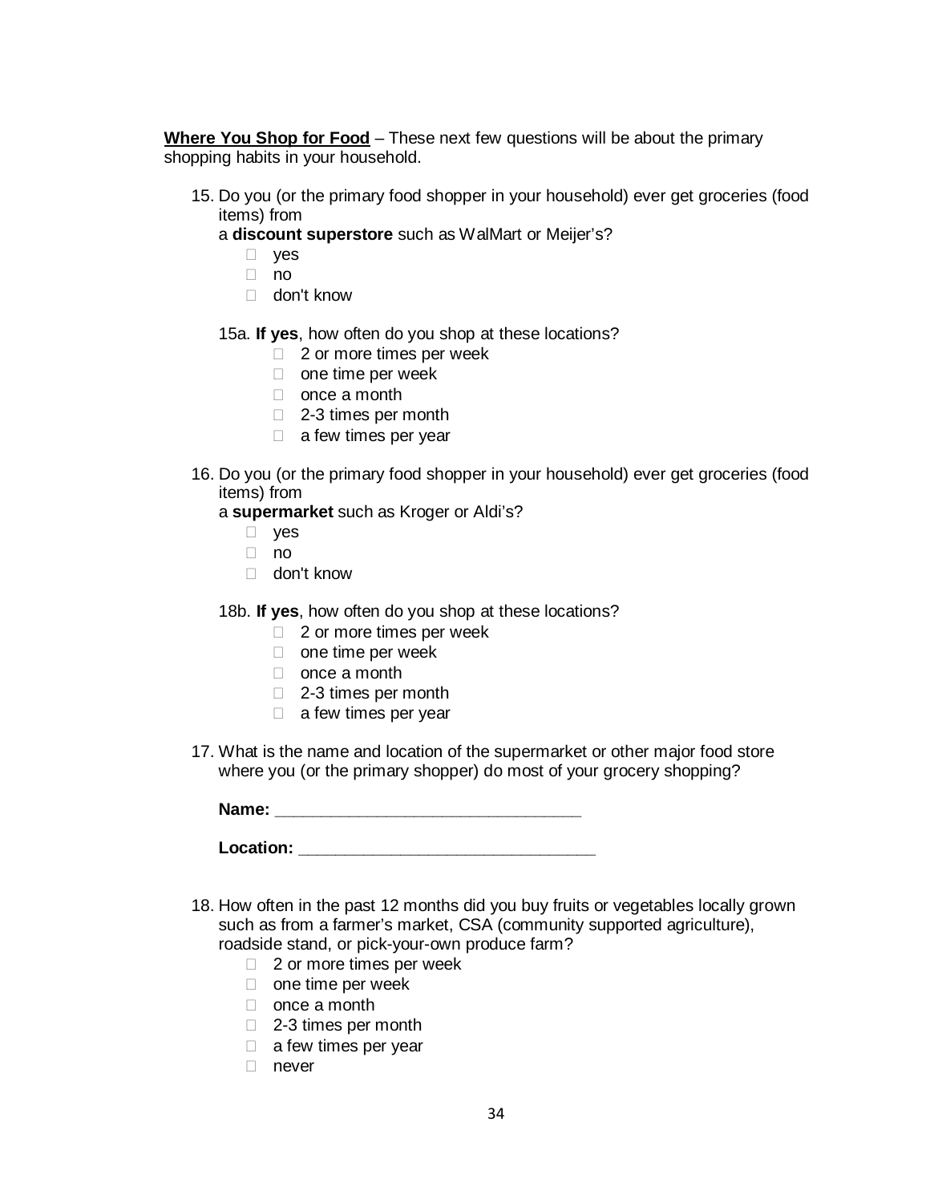**<u>Where You Shop for Food</u>** – These next few questions will be about the primary shopping habits in your household.

15. Do you (or the primary food shopper in your household) ever get groceries (food items) from
    a **discount superstore** such as WalMart or Meijer's?
    - yes
    - no
    - don't know

    15a. **If yes**, how often do you shop at these locations?
    - 2 or more times per week
    - one time per week
    - once a month
    - 2-3 times per month
    - a few times per year

16. Do you (or the primary food shopper in your household) ever get groceries (food items) from
    a **supermarket** such as Kroger or Aldi's?
    - yes
    - no
    - don't know

    18b. **If yes**, how often do you shop at these locations?
    - 2 or more times per week
    - one time per week
    - once a month
    - 2-3 times per month
    - a few times per year

17. What is the name and location of the supermarket or other major food store where you (or the primary shopper) do most of your grocery shopping?

    **Name: ________________________________**

    **Location: ______________________________**

18. How often in the past 12 months did you buy fruits or vegetables locally grown such as from a farmer's market, CSA (community supported agriculture), roadside stand, or pick-your-own produce farm?
    - 2 or more times per week
    - one time per week
    - once a month
    - 2-3 times per month
    - a few times per year
    - never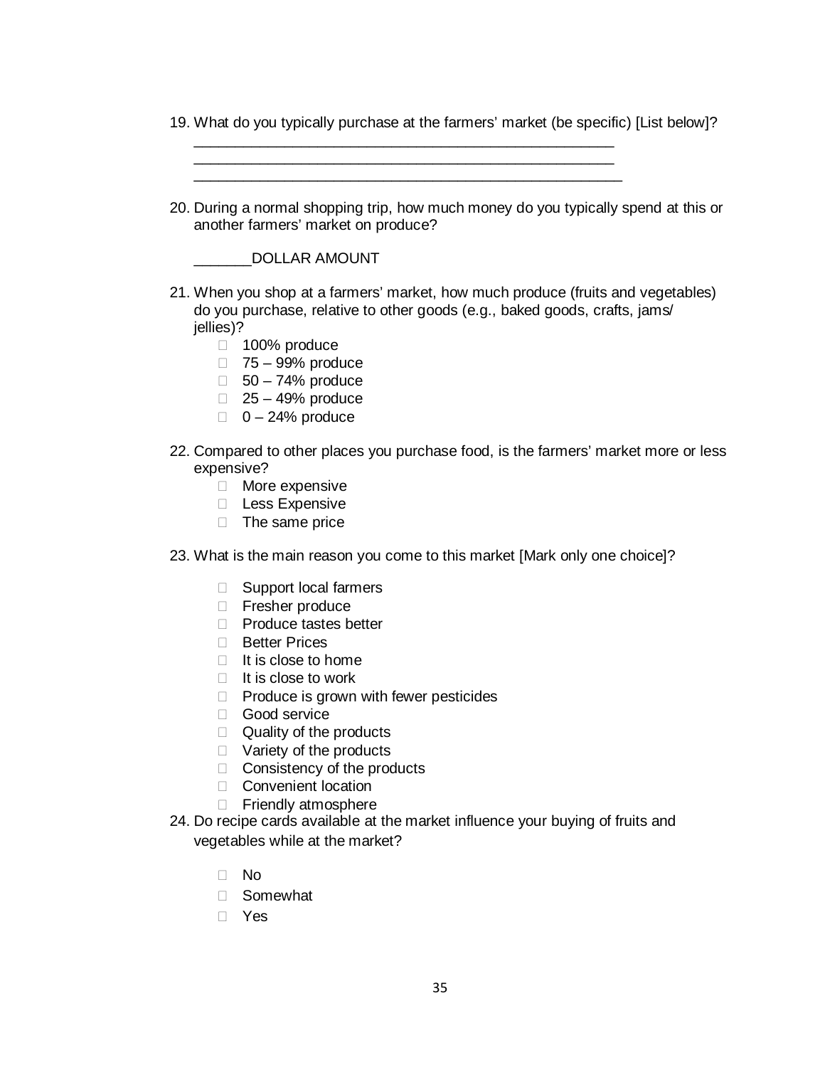19. What do you typically purchase at the farmers' market (be specific) [List below]?

    \_\_\_\_\_\_\_\_\_\_\_\_\_\_\_\_\_\_\_\_\_\_\_\_\_\_\_\_\_\_\_\_\_\_\_\_\_\_\_\_\_\_\_\_\_\_\_\_\_\_\_\_\_
    \_\_\_\_\_\_\_\_\_\_\_\_\_\_\_\_\_\_\_\_\_\_\_\_\_\_\_\_\_\_\_\_\_\_\_\_\_\_\_\_\_\_\_\_\_\_\_\_\_\_\_\_\_
    \_\_\_\_\_\_\_\_\_\_\_\_\_\_\_\_\_\_\_\_\_\_\_\_\_\_\_\_\_\_\_\_\_\_\_\_\_\_\_\_\_\_\_\_\_\_\_\_\_\_\_\_\_\_

20. During a normal shopping trip, how much money do you typically spend at this or another farmers' market on produce?

    \_\_\_\_\_\_\_DOLLAR AMOUNT

21. When you shop at a farmers' market, how much produce (fruits and vegetables) do you purchase, relative to other goods (e.g., baked goods, crafts, jams/ jellies)?
    - ☐ 100% produce
    - ☐ 75 – 99% produce
    - ☐ 50 – 74% produce
    - ☐ 25 – 49% produce
    - ☐ 0 – 24% produce

22. Compared to other places you purchase food, is the farmers' market more or less expensive?
    - ☐ More expensive
    - ☐ Less Expensive
    - ☐ The same price

23. What is the main reason you come to this market [Mark only one choice]?
    - ☐ Support local farmers
    - ☐ Fresher produce
    - ☐ Produce tastes better
    - ☐ Better Prices
    - ☐ It is close to home
    - ☐ It is close to work
    - ☐ Produce is grown with fewer pesticides
    - ☐ Good service
    - ☐ Quality of the products
    - ☐ Variety of the products
    - ☐ Consistency of the products
    - ☐ Convenient location
    - ☐ Friendly atmosphere

24. Do recipe cards available at the market influence your buying of fruits and vegetables while at the market?
    - ☐ No
    - ☐ Somewhat
    - ☐ Yes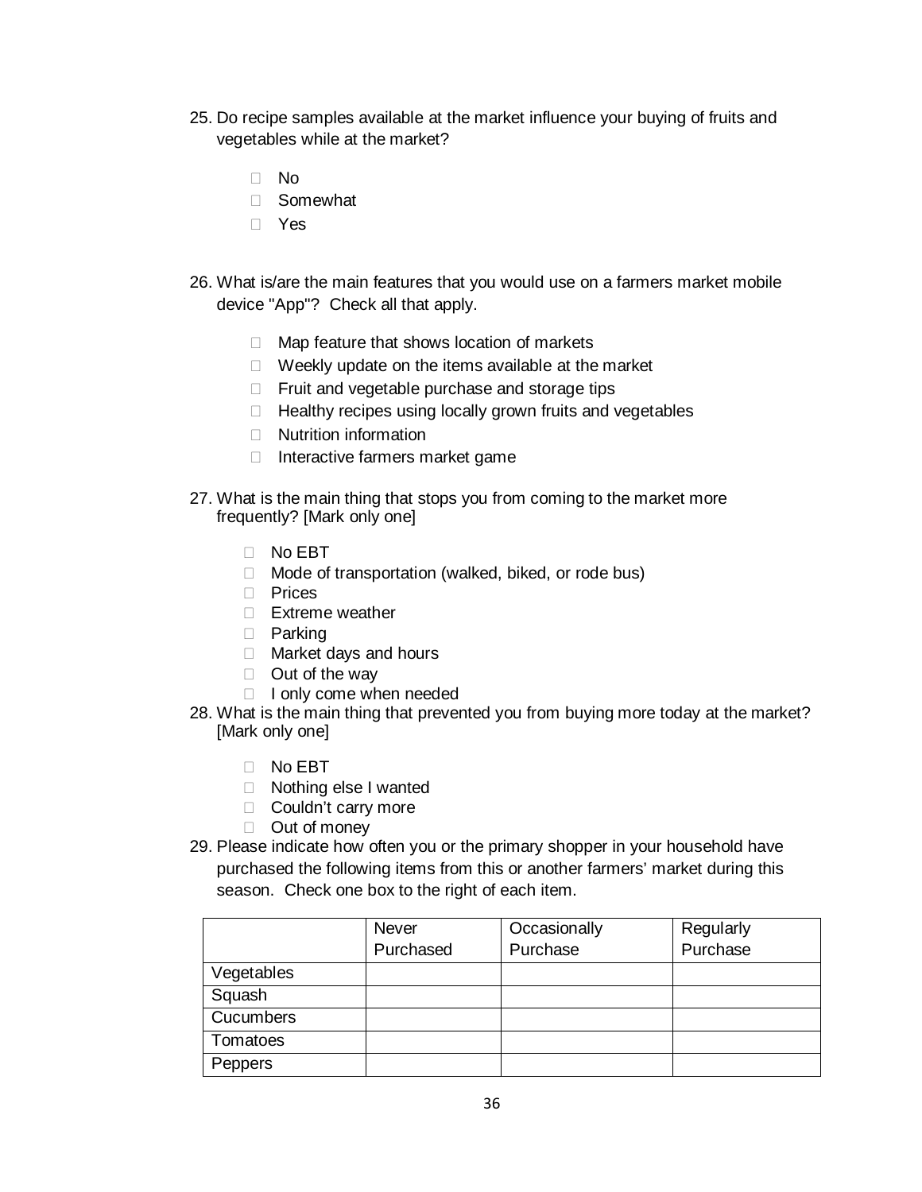25. Do recipe samples available at the market influence your buying of fruits and vegetables while at the market?

    - No
    - Somewhat
    - Yes

26. What is/are the main features that you would use on a farmers market mobile device "App"? Check all that apply.

    - Map feature that shows location of markets
    - Weekly update on the items available at the market
    - Fruit and vegetable purchase and storage tips
    - Healthy recipes using locally grown fruits and vegetables
    - Nutrition information
    - Interactive farmers market game

27. What is the main thing that stops you from coming to the market more frequently? [Mark only one]

    - No EBT
    - Mode of transportation (walked, biked, or rode bus)
    - Prices
    - Extreme weather
    - Parking
    - Market days and hours
    - Out of the way
    - I only come when needed

28. What is the main thing that prevented you from buying more today at the market? [Mark only one]

    - No EBT
    - Nothing else I wanted
    - Couldn't carry more
    - Out of money

29. Please indicate how often you or the primary shopper in your household have purchased the following items from this or another farmers' market during this season. Check one box to the right of each item.

| | Never Purchased | Occasionally Purchase | Regularly Purchase |
|---|---|---|---|
| Vegetables | | | |
| Squash | | | |
| Cucumbers | | | |
| Tomatoes | | | |
| Peppers | | | |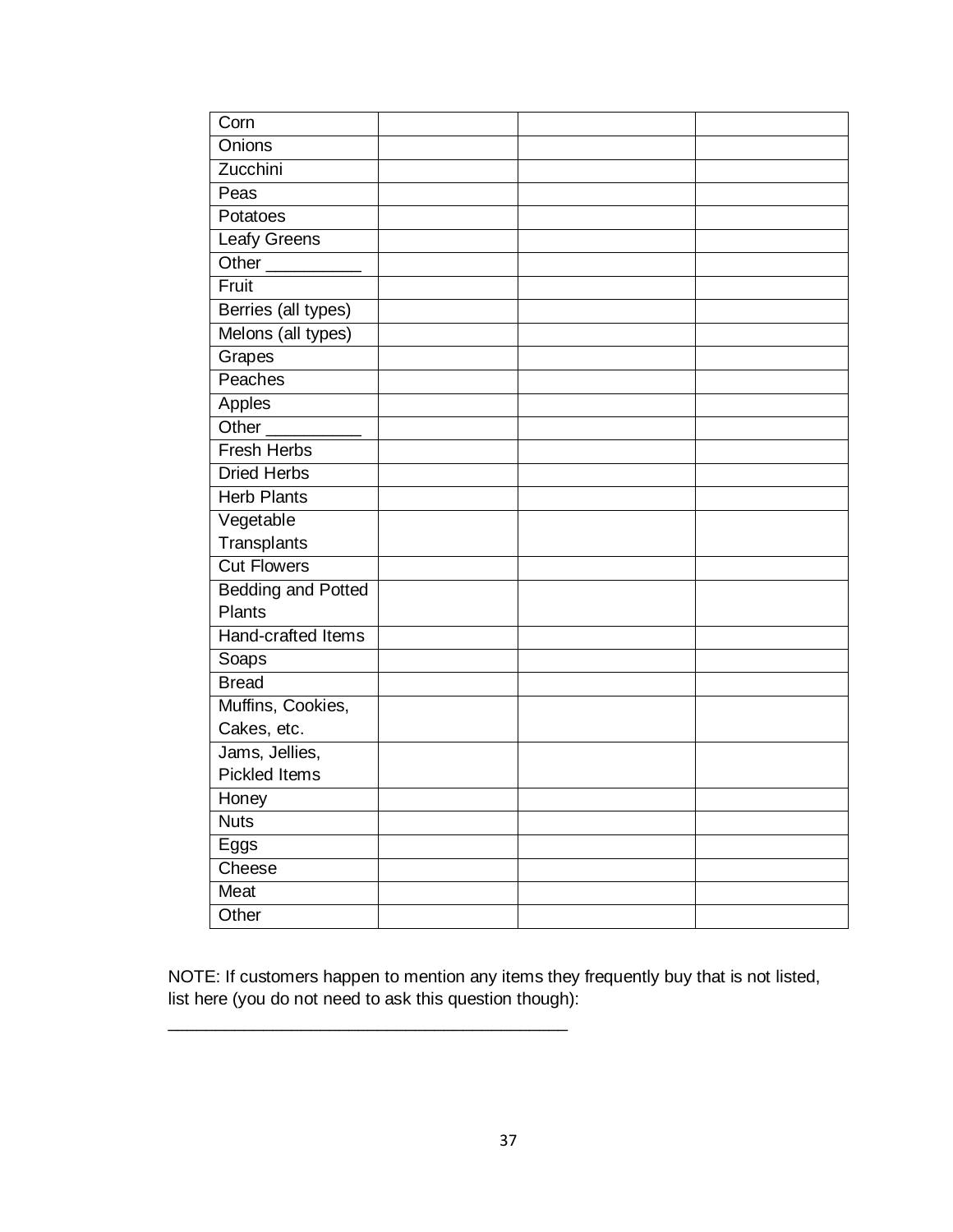| Corn | | | |
|---|---|---|---|
| Onions | | | |
| Zucchini | | | |
| Peas | | | |
| Potatoes | | | |
| Leafy Greens | | | |
| Other __________ | | | |
| Fruit | | | |
| Berries (all types) | | | |
| Melons (all types) | | | |
| Grapes | | | |
| Peaches | | | |
| Apples | | | |
| Other __________ | | | |
| Fresh Herbs | | | |
| Dried Herbs | | | |
| Herb Plants | | | |
| Vegetable Transplants | | | |
| Cut Flowers | | | |
| Bedding and Potted Plants | | | |
| Hand-crafted Items | | | |
| Soaps | | | |
| Bread | | | |
| Muffins, Cookies, Cakes, etc. | | | |
| Jams, Jellies, Pickled Items | | | |
| Honey | | | |
| Nuts | | | |
| Eggs | | | |
| Cheese | | | |
| Meat | | | |
| Other | | | |

NOTE: If customers happen to mention any items they frequently buy that is not listed, list here (you do not need to ask this question though):

_____________________________________________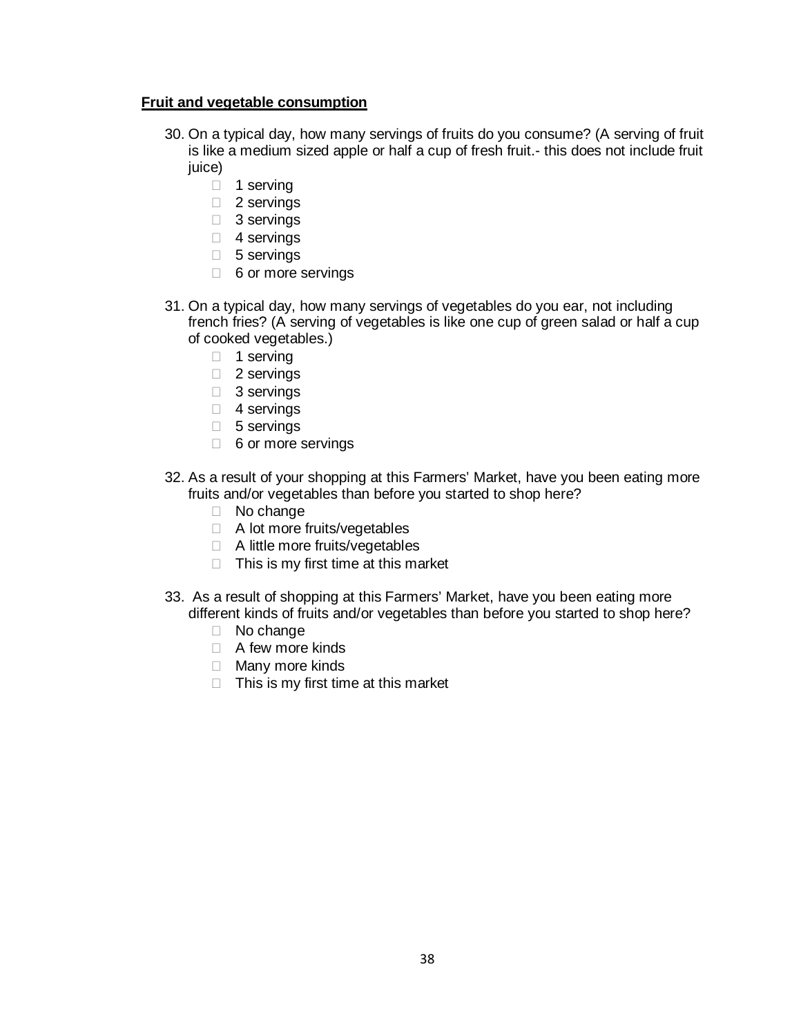**Fruit and vegetable consumption**

30. On a typical day, how many servings of fruits do you consume? (A serving of fruit is like a medium sized apple or half a cup of fresh fruit.- this does not include fruit juice)
    - 1 serving
    - 2 servings
    - 3 servings
    - 4 servings
    - 5 servings
    - 6 or more servings

31. On a typical day, how many servings of vegetables do you ear, not including french fries? (A serving of vegetables is like one cup of green salad or half a cup of cooked vegetables.)
    - 1 serving
    - 2 servings
    - 3 servings
    - 4 servings
    - 5 servings
    - 6 or more servings

32. As a result of your shopping at this Farmers' Market, have you been eating more fruits and/or vegetables than before you started to shop here?
    - No change
    - A lot more fruits/vegetables
    - A little more fruits/vegetables
    - This is my first time at this market

33. As a result of shopping at this Farmers' Market, have you been eating more different kinds of fruits and/or vegetables than before you started to shop here?
    - No change
    - A few more kinds
    - Many more kinds
    - This is my first time at this market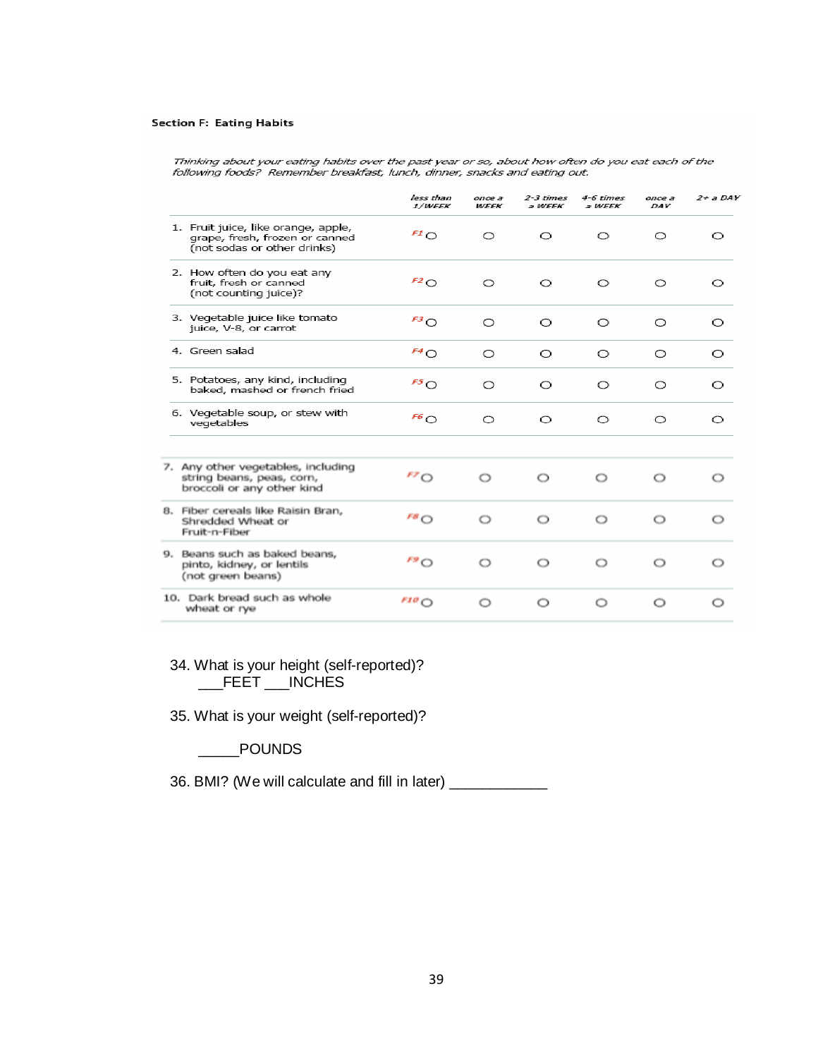**Section F: Eating Habits**

*Thinking about your eating habits over the past year or so, about how often do you eat each of the following foods? Remember breakfast, lunch, dinner, snacks and eating out.*

| | *less than 1/WEEK* | *once a WEEK* | *2-3 times a WEEK* | *4-6 times a WEEK* | *once a DAY* | *2+ a DAY* |
|---|---|---|---|---|---|---|
| 1. Fruit juice, like orange, apple, grape, fresh, frozen or canned (not sodas or other drinks) | F1 ○ | ○ | ○ | ○ | ○ | ○ |
| 2. How often do you eat any fruit, fresh or canned (not counting juice)? | F2 ○ | ○ | ○ | ○ | ○ | ○ |
| 3. Vegetable juice like tomato juice, V-8, or carrot | F3 ○ | ○ | ○ | ○ | ○ | ○ |
| 4. Green salad | F4 ○ | ○ | ○ | ○ | ○ | ○ |
| 5. Potatoes, any kind, including baked, mashed or french fried | F5 ○ | ○ | ○ | ○ | ○ | ○ |
| 6. Vegetable soup, or stew with vegetables | F6 ○ | ○ | ○ | ○ | ○ | ○ |
| 7. Any other vegetables, including string beans, peas, corn, broccoli or any other kind | F7 ○ | ○ | ○ | ○ | ○ | ○ |
| 8. Fiber cereals like Raisin Bran, Shredded Wheat or Fruit-n-Fiber | F8 ○ | ○ | ○ | ○ | ○ | ○ |
| 9. Beans such as baked beans, pinto, kidney, or lentils (not green beans) | F9 ○ | ○ | ○ | ○ | ○ | ○ |
| 10. Dark bread such as whole wheat or rye | F10 ○ | ○ | ○ | ○ | ○ | ○ |

34. What is your height (self-reported)?
___FEET ___INCHES

35. What is your weight (self-reported)?

_____POUNDS

36. BMI? (We will calculate and fill in later) ____________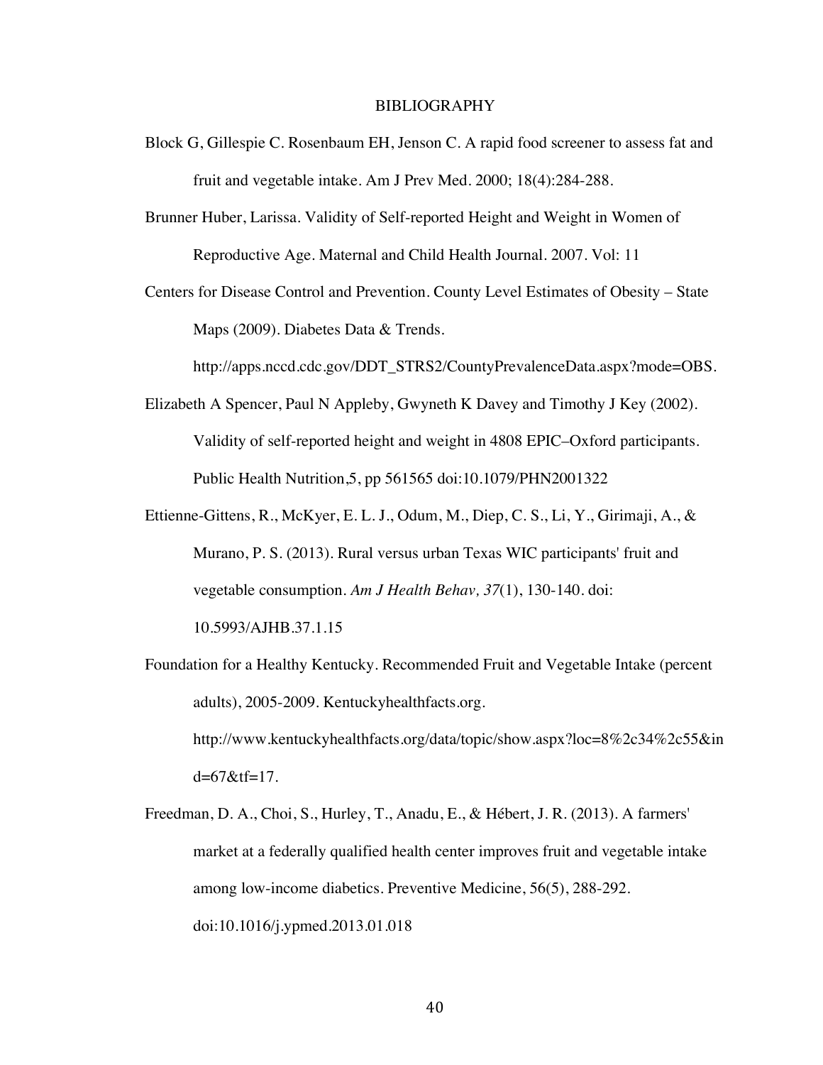# BIBLIOGRAPHY

Block G, Gillespie C. Rosenbaum EH, Jenson C. A rapid food screener to assess fat and fruit and vegetable intake. Am J Prev Med. 2000; 18(4):284-288.

Brunner Huber, Larissa. Validity of Self-reported Height and Weight in Women of Reproductive Age. Maternal and Child Health Journal. 2007. Vol: 11

Centers for Disease Control and Prevention. County Level Estimates of Obesity – State Maps (2009). Diabetes Data & Trends. http://apps.nccd.cdc.gov/DDT_STRS2/CountyPrevalenceData.aspx?mode=OBS.

Elizabeth A Spencer, Paul N Appleby, Gwyneth K Davey and Timothy J Key (2002). Validity of self-reported height and weight in 4808 EPIC–Oxford participants. Public Health Nutrition,5, pp 561565 doi:10.1079/PHN2001322

Ettienne-Gittens, R., McKyer, E. L. J., Odum, M., Diep, C. S., Li, Y., Girimaji, A., & Murano, P. S. (2013). Rural versus urban Texas WIC participants' fruit and vegetable consumption. *Am J Health Behav, 37*(1), 130-140. doi: 10.5993/AJHB.37.1.15

Foundation for a Healthy Kentucky. Recommended Fruit and Vegetable Intake (percent adults), 2005-2009. Kentuckyhealthfacts.org. http://www.kentuckyhealthfacts.org/data/topic/show.aspx?loc=8%2c34%2c55&ind=67&tf=17.

Freedman, D. A., Choi, S., Hurley, T., Anadu, E., & Hébert, J. R. (2013). A farmers' market at a federally qualified health center improves fruit and vegetable intake among low-income diabetics. Preventive Medicine, 56(5), 288-292. doi:10.1016/j.ypmed.2013.01.018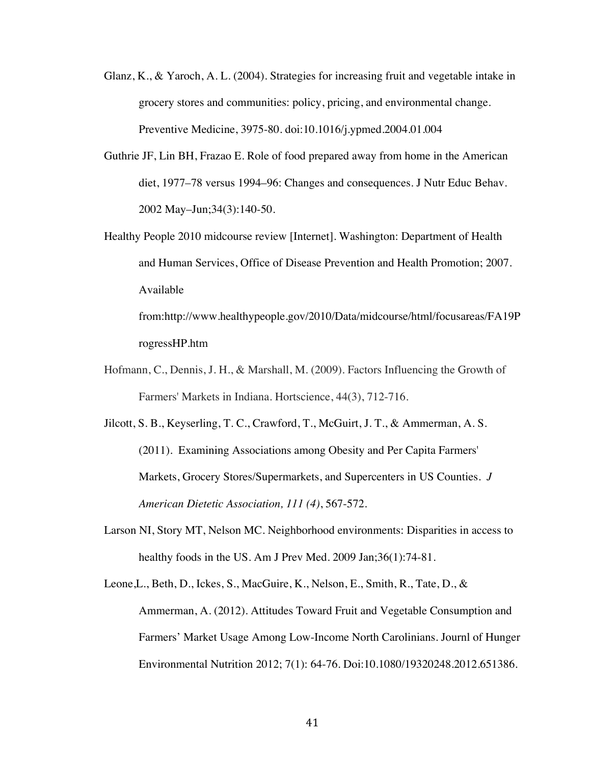Glanz, K., & Yaroch, A. L. (2004). Strategies for increasing fruit and vegetable intake in grocery stores and communities: policy, pricing, and environmental change. Preventive Medicine, 3975-80. doi:10.1016/j.ypmed.2004.01.004

Guthrie JF, Lin BH, Frazao E. Role of food prepared away from home in the American diet, 1977–78 versus 1994–96: Changes and consequences. J Nutr Educ Behav. 2002 May–Jun;34(3):140-50.

Healthy People 2010 midcourse review [Internet]. Washington: Department of Health and Human Services, Office of Disease Prevention and Health Promotion; 2007. Available from:http://www.healthypeople.gov/2010/Data/midcourse/html/focusareas/FA19ProgressHP.htm

Hofmann, C., Dennis, J. H., & Marshall, M. (2009). Factors Influencing the Growth of Farmers' Markets in Indiana. Hortscience, 44(3), 712-716.

Jilcott, S. B., Keyserling, T. C., Crawford, T., McGuirt, J. T., & Ammerman, A. S. (2011). Examining Associations among Obesity and Per Capita Farmers' Markets, Grocery Stores/Supermarkets, and Supercenters in US Counties. *J American Dietetic Association, 111 (4)*, 567-572.

Larson NI, Story MT, Nelson MC. Neighborhood environments: Disparities in access to healthy foods in the US. Am J Prev Med. 2009 Jan;36(1):74-81.

Leone,L., Beth, D., Ickes, S., MacGuire, K., Nelson, E., Smith, R., Tate, D., & Ammerman, A. (2012). Attitudes Toward Fruit and Vegetable Consumption and Farmers' Market Usage Among Low-Income North Carolinians. Journl of Hunger Environmental Nutrition 2012; 7(1): 64-76. Doi:10.1080/19320248.2012.651386.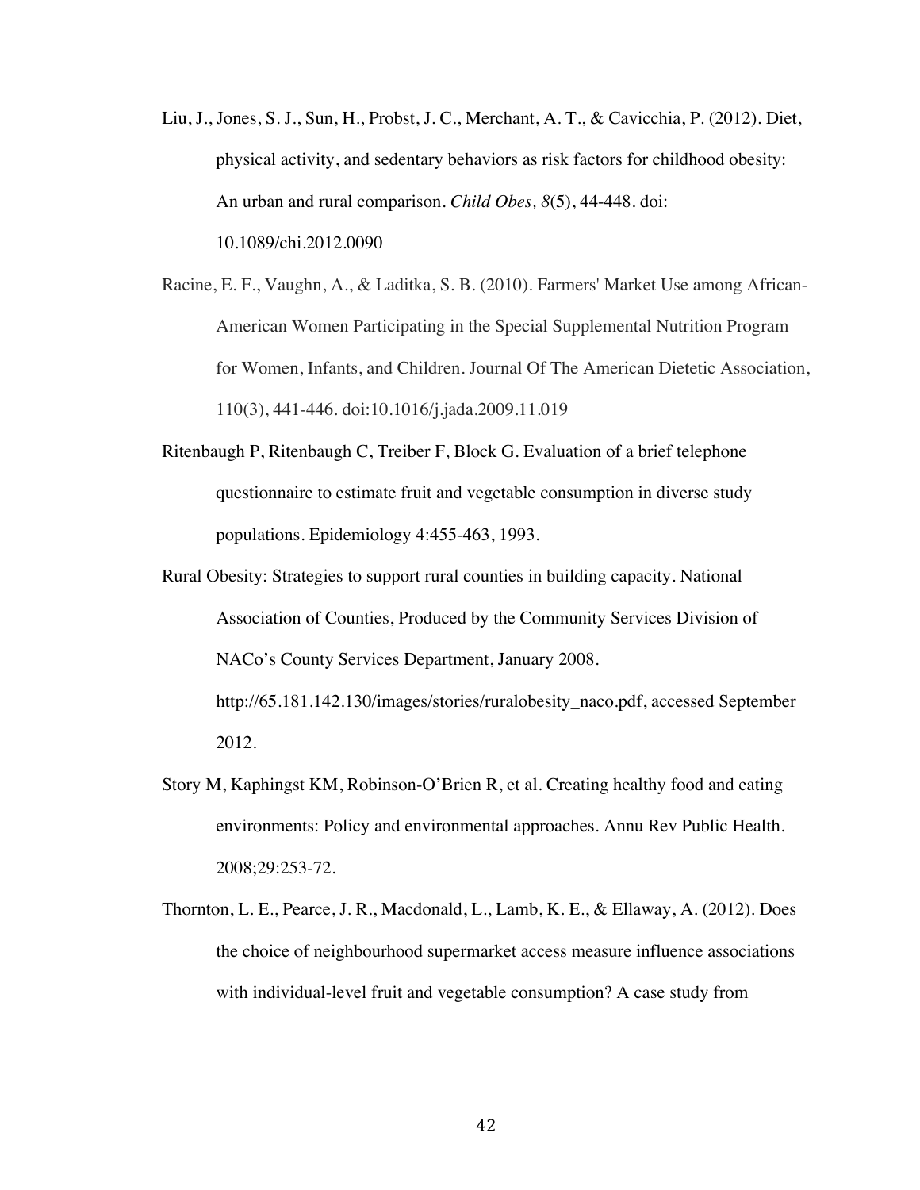Liu, J., Jones, S. J., Sun, H., Probst, J. C., Merchant, A. T., & Cavicchia, P. (2012). Diet, physical activity, and sedentary behaviors as risk factors for childhood obesity: An urban and rural comparison. *Child Obes, 8*(5), 44-448. doi: 10.1089/chi.2012.0090

Racine, E. F., Vaughn, A., & Laditka, S. B. (2010). Farmers' Market Use among African-American Women Participating in the Special Supplemental Nutrition Program for Women, Infants, and Children. Journal Of The American Dietetic Association, 110(3), 441-446. doi:10.1016/j.jada.2009.11.019

Ritenbaugh P, Ritenbaugh C, Treiber F, Block G. Evaluation of a brief telephone questionnaire to estimate fruit and vegetable consumption in diverse study populations. Epidemiology 4:455-463, 1993.

Rural Obesity: Strategies to support rural counties in building capacity. National Association of Counties, Produced by the Community Services Division of NACo's County Services Department, January 2008. http://65.181.142.130/images/stories/ruralobesity_naco.pdf, accessed September 2012.

Story M, Kaphingst KM, Robinson-O'Brien R, et al. Creating healthy food and eating environments: Policy and environmental approaches. Annu Rev Public Health. 2008;29:253-72.

Thornton, L. E., Pearce, J. R., Macdonald, L., Lamb, K. E., & Ellaway, A. (2012). Does the choice of neighbourhood supermarket access measure influence associations with individual-level fruit and vegetable consumption? A case study from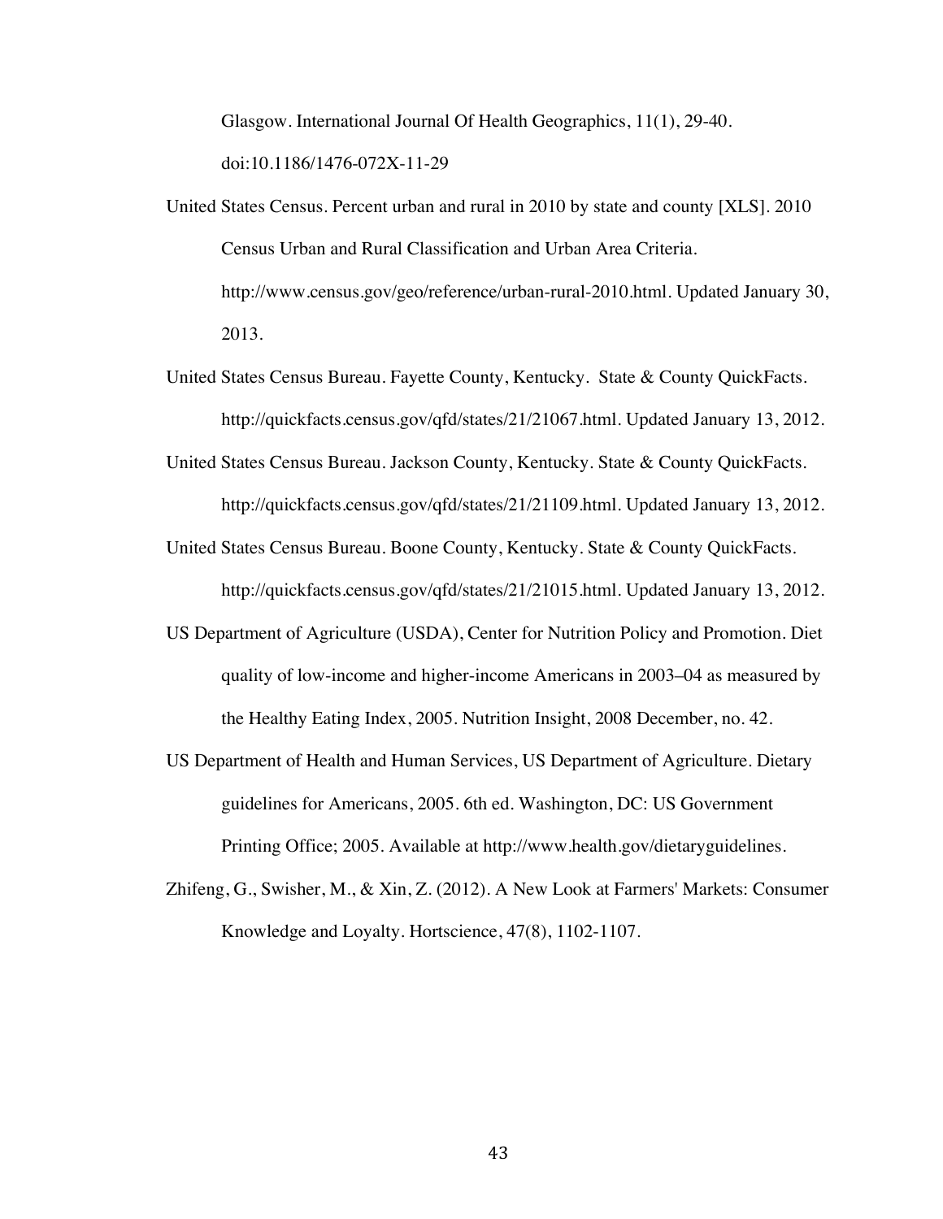Glasgow. International Journal Of Health Geographics, 11(1), 29-40. doi:10.1186/1476-072X-11-29

United States Census. Percent urban and rural in 2010 by state and county [XLS]. 2010 Census Urban and Rural Classification and Urban Area Criteria. http://www.census.gov/geo/reference/urban-rural-2010.html. Updated January 30, 2013.

United States Census Bureau. Fayette County, Kentucky. State & County QuickFacts. http://quickfacts.census.gov/qfd/states/21/21067.html. Updated January 13, 2012.

United States Census Bureau. Jackson County, Kentucky. State & County QuickFacts. http://quickfacts.census.gov/qfd/states/21/21109.html. Updated January 13, 2012.

United States Census Bureau. Boone County, Kentucky. State & County QuickFacts. http://quickfacts.census.gov/qfd/states/21/21015.html. Updated January 13, 2012.

US Department of Agriculture (USDA), Center for Nutrition Policy and Promotion. Diet quality of low-income and higher-income Americans in 2003–04 as measured by the Healthy Eating Index, 2005. Nutrition Insight, 2008 December, no. 42.

US Department of Health and Human Services, US Department of Agriculture. Dietary guidelines for Americans, 2005. 6th ed. Washington, DC: US Government Printing Office; 2005. Available at http://www.health.gov/dietaryguidelines.

Zhifeng, G., Swisher, M., & Xin, Z. (2012). A New Look at Farmers' Markets: Consumer Knowledge and Loyalty. Hortscience, 47(8), 1102-1107.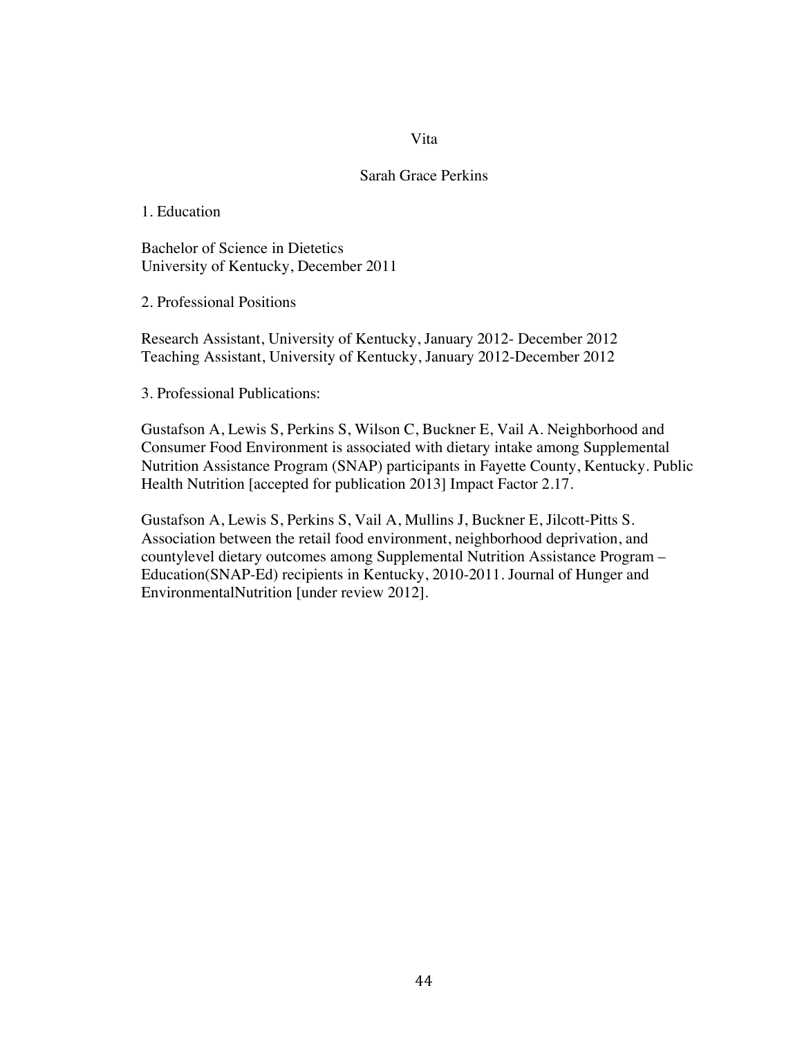# Vita

## Sarah Grace Perkins

1. Education

Bachelor of Science in Dietetics
University of Kentucky, December 2011

2. Professional Positions

Research Assistant, University of Kentucky, January 2012- December 2012
Teaching Assistant, University of Kentucky, January 2012-December 2012

3. Professional Publications:

Gustafson A, Lewis S, Perkins S, Wilson C, Buckner E, Vail A. Neighborhood and Consumer Food Environment is associated with dietary intake among Supplemental Nutrition Assistance Program (SNAP) participants in Fayette County, Kentucky. Public Health Nutrition [accepted for publication 2013] Impact Factor 2.17.

Gustafson A, Lewis S, Perkins S, Vail A, Mullins J, Buckner E, Jilcott-Pitts S. Association between the retail food environment, neighborhood deprivation, and countylevel dietary outcomes among Supplemental Nutrition Assistance Program – Education(SNAP-Ed) recipients in Kentucky, 2010-2011. Journal of Hunger and EnvironmentalNutrition [under review 2012].